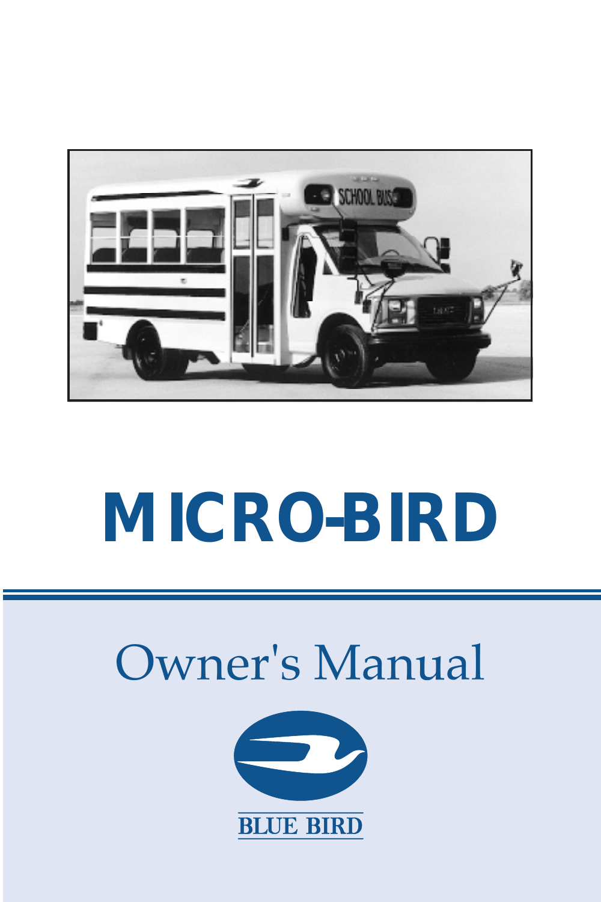# MICRO-BIRD

## Owner's Manual

BLUE BIRD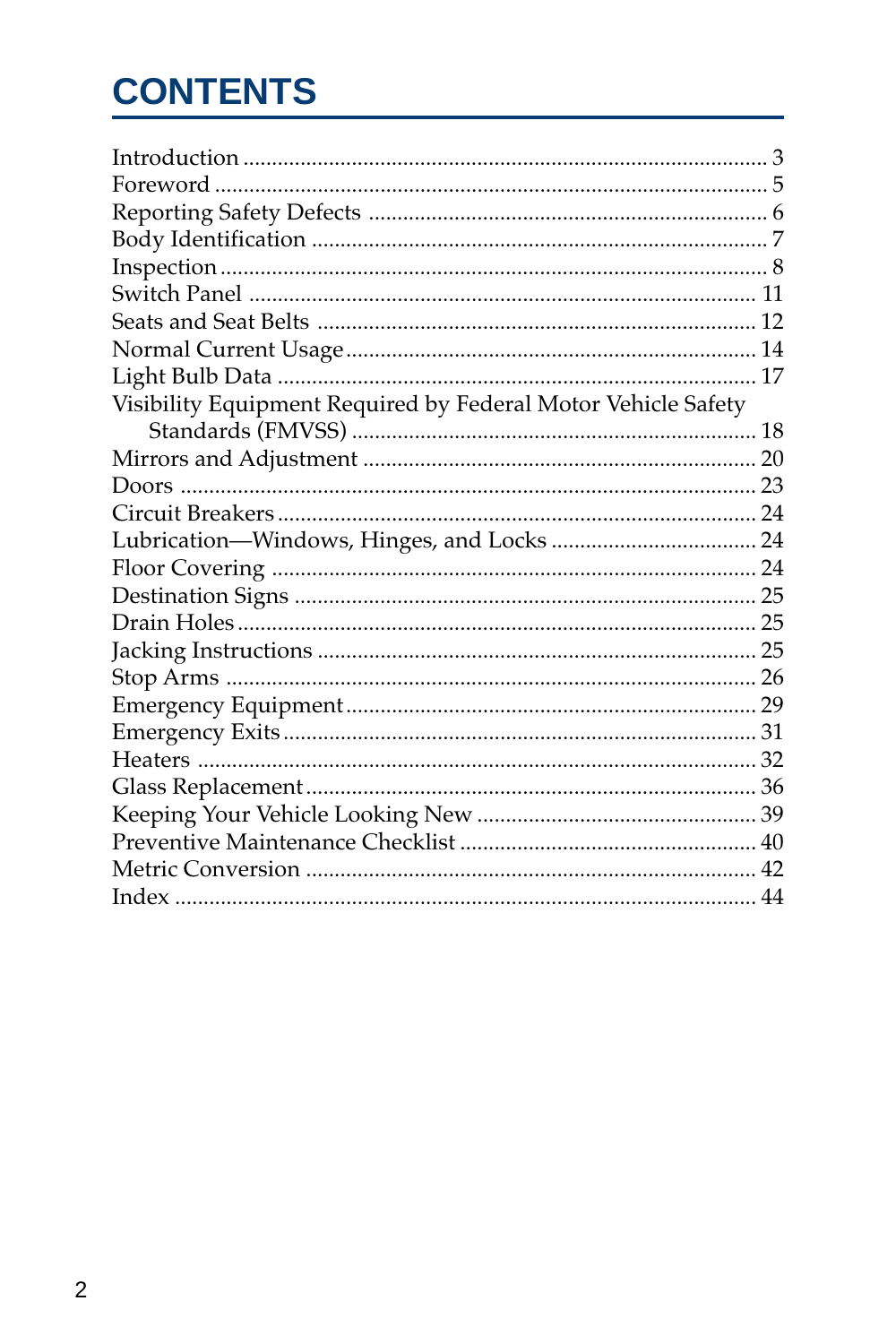# CONTENTS

| | |
|---|---|
| Introduction | 3 |
| Foreword | 5 |
| Reporting Safety Defects | 6 |
| Body Identification | 7 |
| Inspection | 8 |
| Switch Panel | 11 |
| Seats and Seat Belts | 12 |
| Normal Current Usage | 14 |
| Light Bulb Data | 17 |
| Visibility Equipment Required by Federal Motor Vehicle Safety Standards (FMVSS) | 18 |
| Mirrors and Adjustment | 20 |
| Doors | 23 |
| Circuit Breakers | 24 |
| Lubrication—Windows, Hinges, and Locks | 24 |
| Floor Covering | 24 |
| Destination Signs | 25 |
| Drain Holes | 25 |
| Jacking Instructions | 25 |
| Stop Arms | 26 |
| Emergency Equipment | 29 |
| Emergency Exits | 31 |
| Heaters | 32 |
| Glass Replacement | 36 |
| Keeping Your Vehicle Looking New | 39 |
| Preventive Maintenance Checklist | 40 |
| Metric Conversion | 42 |
| Index | 44 |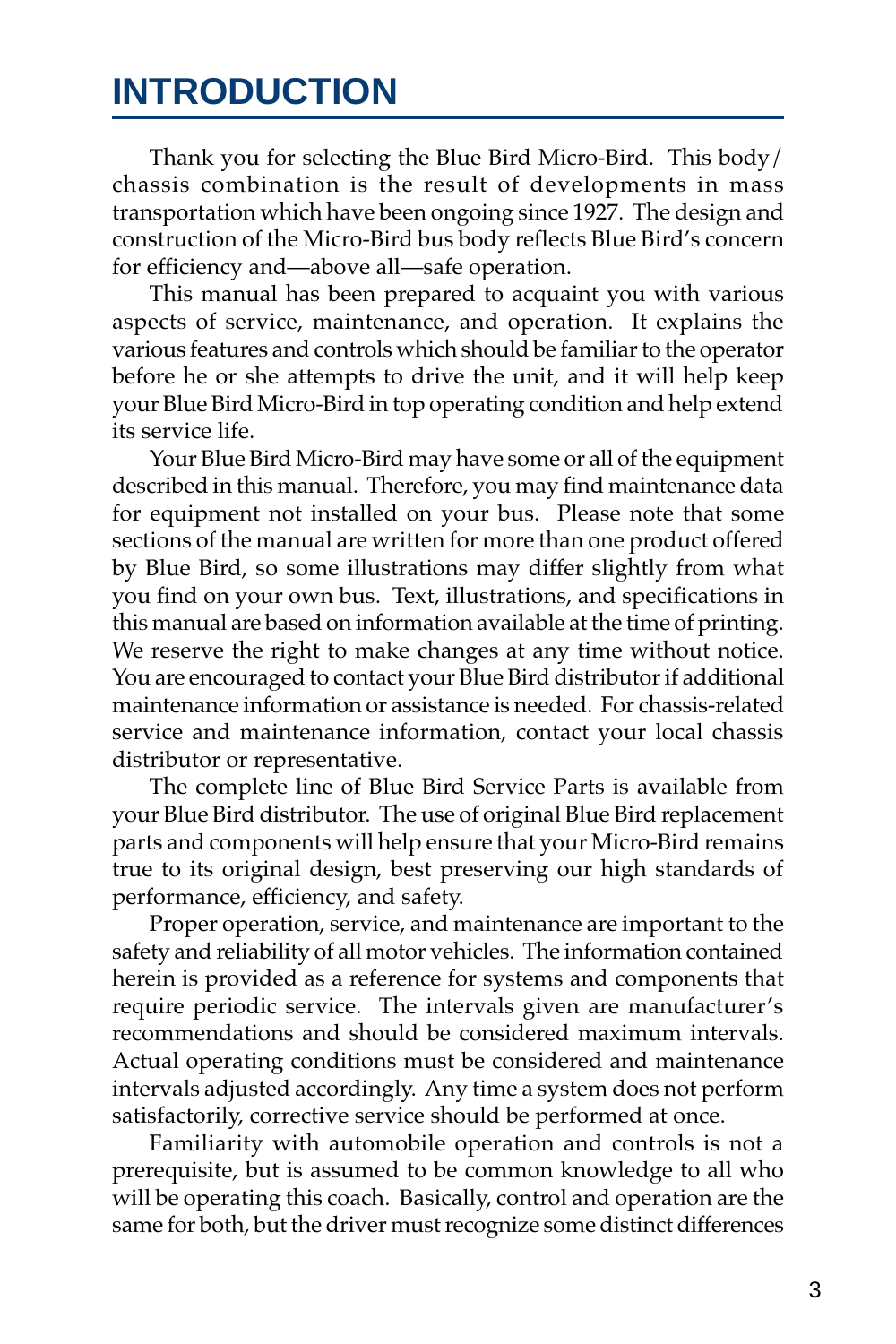# INTRODUCTION

Thank you for selecting the Blue Bird Micro-Bird. This body/chassis combination is the result of developments in mass transportation which have been ongoing since 1927. The design and construction of the Micro-Bird bus body reflects Blue Bird's concern for efficiency and—above all—safe operation.

This manual has been prepared to acquaint you with various aspects of service, maintenance, and operation. It explains the various features and controls which should be familiar to the operator before he or she attempts to drive the unit, and it will help keep your Blue Bird Micro-Bird in top operating condition and help extend its service life.

Your Blue Bird Micro-Bird may have some or all of the equipment described in this manual. Therefore, you may find maintenance data for equipment not installed on your bus. Please note that some sections of the manual are written for more than one product offered by Blue Bird, so some illustrations may differ slightly from what you find on your own bus. Text, illustrations, and specifications in this manual are based on information available at the time of printing. We reserve the right to make changes at any time without notice. You are encouraged to contact your Blue Bird distributor if additional maintenance information or assistance is needed. For chassis-related service and maintenance information, contact your local chassis distributor or representative.

The complete line of Blue Bird Service Parts is available from your Blue Bird distributor. The use of original Blue Bird replacement parts and components will help ensure that your Micro-Bird remains true to its original design, best preserving our high standards of performance, efficiency, and safety.

Proper operation, service, and maintenance are important to the safety and reliability of all motor vehicles. The information contained herein is provided as a reference for systems and components that require periodic service. The intervals given are manufacturer's recommendations and should be considered maximum intervals. Actual operating conditions must be considered and maintenance intervals adjusted accordingly. Any time a system does not perform satisfactorily, corrective service should be performed at once.

Familiarity with automobile operation and controls is not a prerequisite, but is assumed to be common knowledge to all who will be operating this coach. Basically, control and operation are the same for both, but the driver must recognize some distinct differences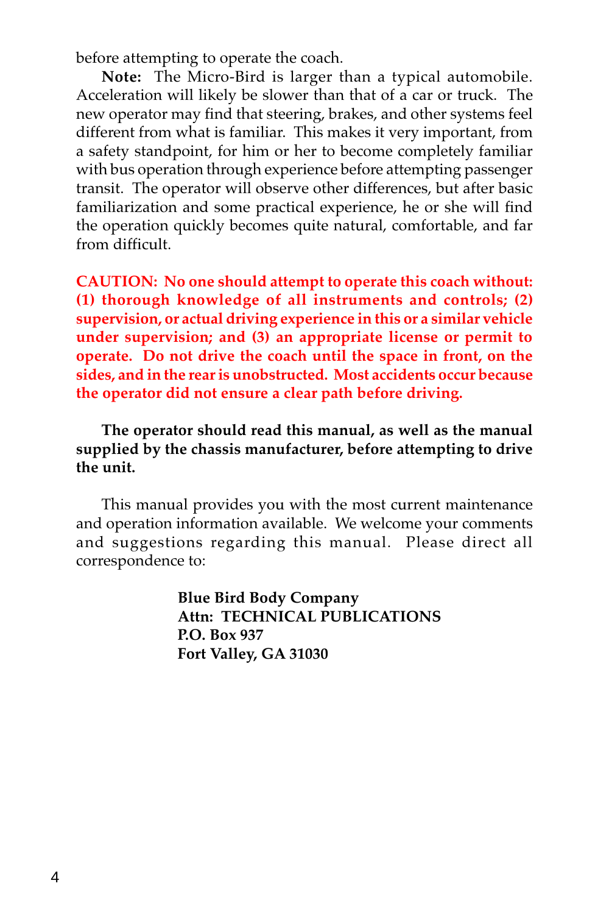before attempting to operate the coach.

**Note:** The Micro-Bird is larger than a typical automobile. Acceleration will likely be slower than that of a car or truck. The new operator may find that steering, brakes, and other systems feel different from what is familiar. This makes it very important, from a safety standpoint, for him or her to become completely familiar with bus operation through experience before attempting passenger transit. The operator will observe other differences, but after basic familiarization and some practical experience, he or she will find the operation quickly becomes quite natural, comfortable, and far from difficult.

**CAUTION: No one should attempt to operate this coach without: (1) thorough knowledge of all instruments and controls; (2) supervision, or actual driving experience in this or a similar vehicle under supervision; and (3) an appropriate license or permit to operate. Do not drive the coach until the space in front, on the sides, and in the rear is unobstructed. Most accidents occur because the operator did not ensure a clear path before driving.**

**The operator should read this manual, as well as the manual supplied by the chassis manufacturer, before attempting to drive the unit.**

This manual provides you with the most current maintenance and operation information available. We welcome your comments and suggestions regarding this manual. Please direct all correspondence to:

**Blue Bird Body Company**
**Attn: TECHNICAL PUBLICATIONS**
**P.O. Box 937**
**Fort Valley, GA 31030**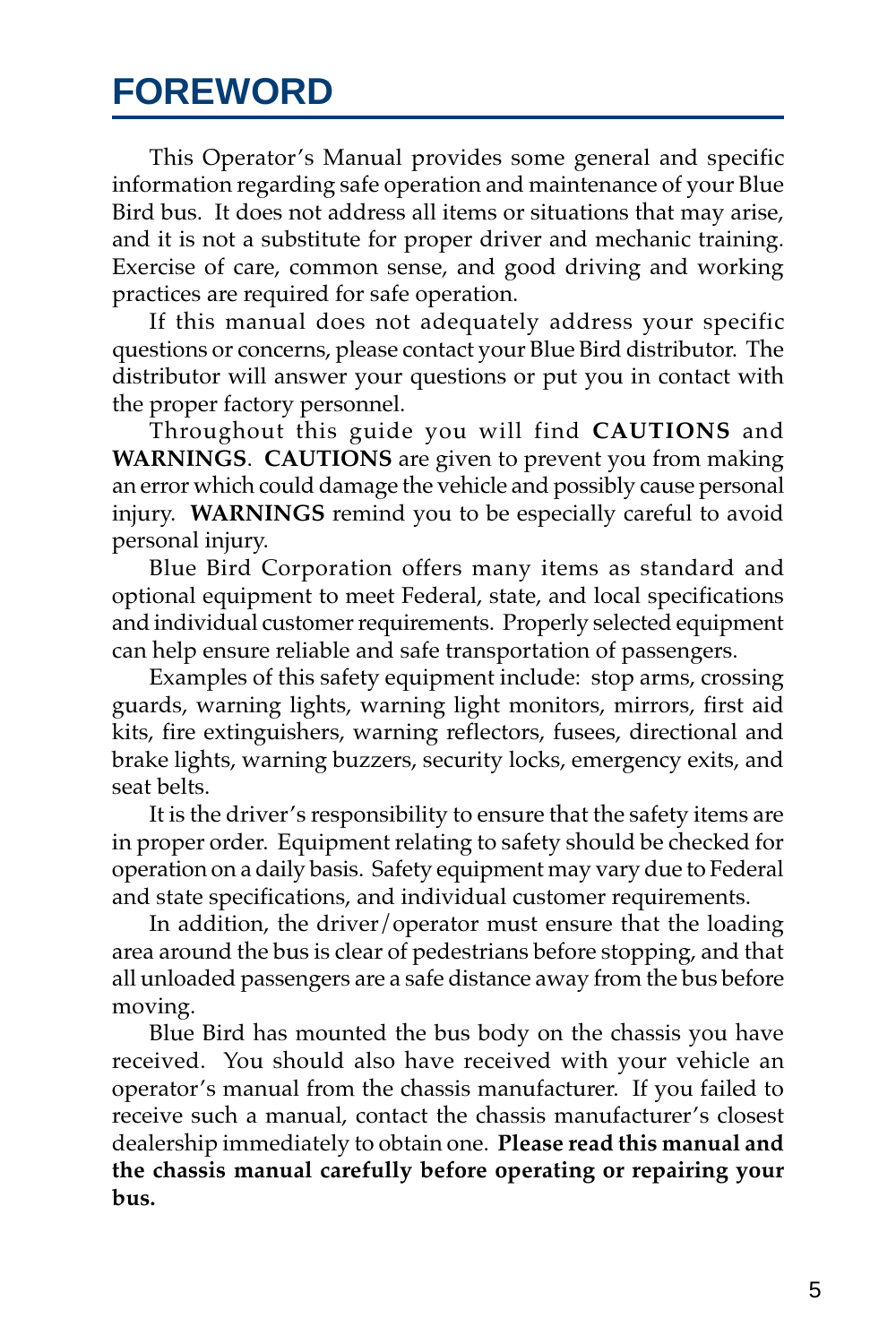# FOREWORD

This Operator's Manual provides some general and specific information regarding safe operation and maintenance of your Blue Bird bus. It does not address all items or situations that may arise, and it is not a substitute for proper driver and mechanic training. Exercise of care, common sense, and good driving and working practices are required for safe operation.

If this manual does not adequately address your specific questions or concerns, please contact your Blue Bird distributor. The distributor will answer your questions or put you in contact with the proper factory personnel.

Throughout this guide you will find **CAUTIONS** and **WARNINGS**. **CAUTIONS** are given to prevent you from making an error which could damage the vehicle and possibly cause personal injury. **WARNINGS** remind you to be especially careful to avoid personal injury.

Blue Bird Corporation offers many items as standard and optional equipment to meet Federal, state, and local specifications and individual customer requirements. Properly selected equipment can help ensure reliable and safe transportation of passengers.

Examples of this safety equipment include: stop arms, crossing guards, warning lights, warning light monitors, mirrors, first aid kits, fire extinguishers, warning reflectors, fusees, directional and brake lights, warning buzzers, security locks, emergency exits, and seat belts.

It is the driver's responsibility to ensure that the safety items are in proper order. Equipment relating to safety should be checked for operation on a daily basis. Safety equipment may vary due to Federal and state specifications, and individual customer requirements.

In addition, the driver/operator must ensure that the loading area around the bus is clear of pedestrians before stopping, and that all unloaded passengers are a safe distance away from the bus before moving.

Blue Bird has mounted the bus body on the chassis you have received. You should also have received with your vehicle an operator's manual from the chassis manufacturer. If you failed to receive such a manual, contact the chassis manufacturer's closest dealership immediately to obtain one. **Please read this manual and the chassis manual carefully before operating or repairing your bus.**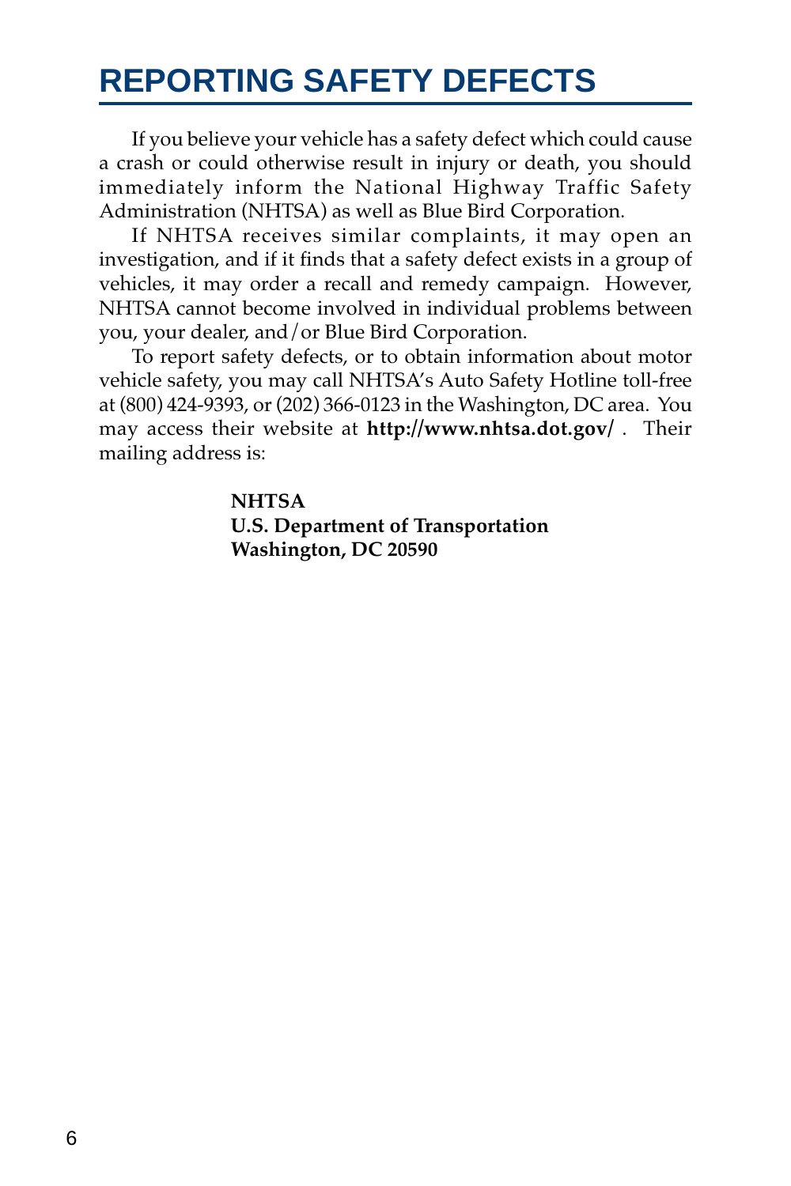# REPORTING SAFETY DEFECTS

If you believe your vehicle has a safety defect which could cause a crash or could otherwise result in injury or death, you should immediately inform the National Highway Traffic Safety Administration (NHTSA) as well as Blue Bird Corporation.

If NHTSA receives similar complaints, it may open an investigation, and if it finds that a safety defect exists in a group of vehicles, it may order a recall and remedy campaign. However, NHTSA cannot become involved in individual problems between you, your dealer, and/or Blue Bird Corporation.

To report safety defects, or to obtain information about motor vehicle safety, you may call NHTSA's Auto Safety Hotline toll-free at (800) 424-9393, or (202) 366-0123 in the Washington, DC area. You may access their website at **http://www.nhtsa.dot.gov/** . Their mailing address is:

**NHTSA**
**U.S. Department of Transportation**
**Washington, DC 20590**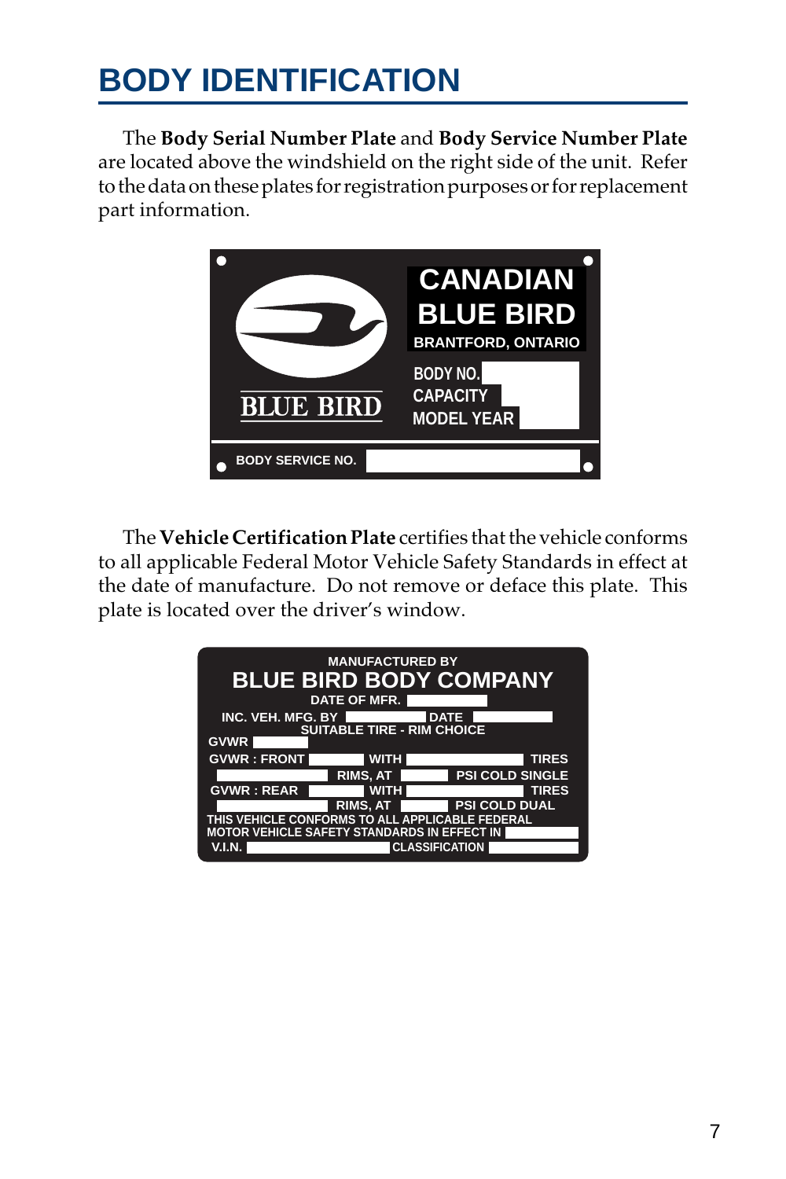# BODY IDENTIFICATION

The **Body Serial Number Plate** and **Body Service Number Plate** are located above the windshield on the right side of the unit. Refer to the data on these plates for registration purposes or for replacement part information.

CANADIAN BLUE BIRD
BRANTFORD, ONTARIO

BLUE BIRD

BODY NO.
CAPACITY
MODEL YEAR

BODY SERVICE NO.

The **Vehicle Certification Plate** certifies that the vehicle conforms to all applicable Federal Motor Vehicle Safety Standards in effect at the date of manufacture. Do not remove or deface this plate. This plate is located over the driver's window.

MANUFACTURED BY
BLUE BIRD BODY COMPANY
DATE OF MFR.
INC. VEH. MFG. BY DATE
SUITABLE TIRE - RIM CHOICE
GVWR
GVWR : FRONT WITH TIRES
RIMS, AT PSI COLD SINGLE
GVWR : REAR WITH TIRES
RIMS, AT PSI COLD DUAL
THIS VEHICLE CONFORMS TO ALL APPLICABLE FEDERAL MOTOR VEHICLE SAFETY STANDARDS IN EFFECT IN
V.I.N. CLASSIFICATION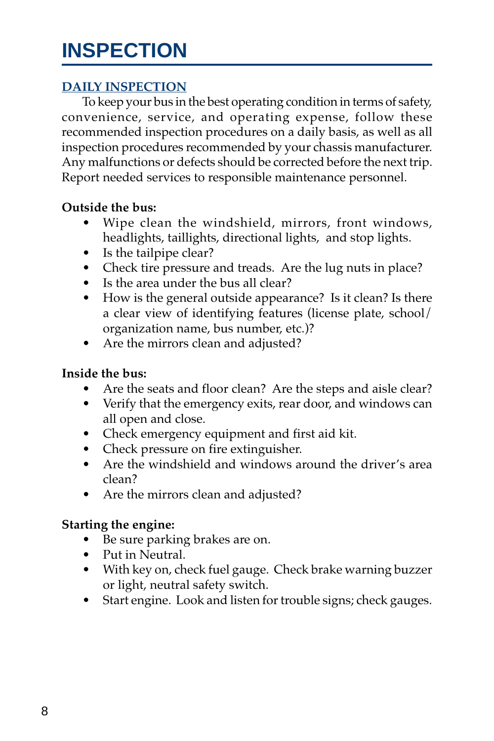# INSPECTION

## DAILY INSPECTION

To keep your bus in the best operating condition in terms of safety, convenience, service, and operating expense, follow these recommended inspection procedures on a daily basis, as well as all inspection procedures recommended by your chassis manufacturer. Any malfunctions or defects should be corrected before the next trip. Report needed services to responsible maintenance personnel.

**Outside the bus:**

- Wipe clean the windshield, mirrors, front windows, headlights, taillights, directional lights, and stop lights.
- Is the tailpipe clear?
- Check tire pressure and treads. Are the lug nuts in place?
- Is the area under the bus all clear?
- How is the general outside appearance? Is it clean? Is there a clear view of identifying features (license plate, school/organization name, bus number, etc.)?
- Are the mirrors clean and adjusted?

**Inside the bus:**

- Are the seats and floor clean? Are the steps and aisle clear?
- Verify that the emergency exits, rear door, and windows can all open and close.
- Check emergency equipment and first aid kit.
- Check pressure on fire extinguisher.
- Are the windshield and windows around the driver's area clean?
- Are the mirrors clean and adjusted?

**Starting the engine:**

- Be sure parking brakes are on.
- Put in Neutral.
- With key on, check fuel gauge. Check brake warning buzzer or light, neutral safety switch.
- Start engine. Look and listen for trouble signs; check gauges.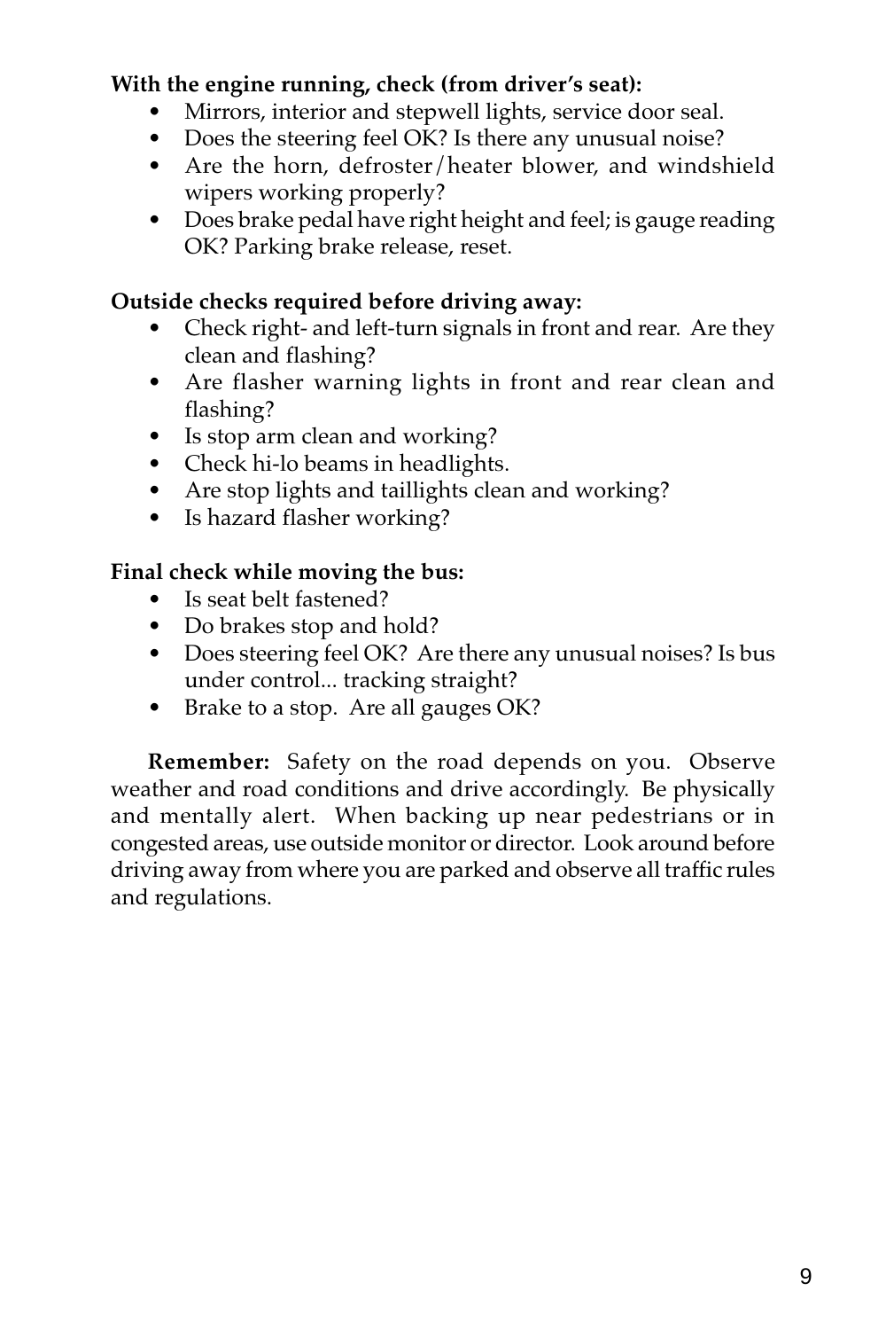**With the engine running, check (from driver's seat):**

- Mirrors, interior and stepwell lights, service door seal.
- Does the steering feel OK? Is there any unusual noise?
- Are the horn, defroster/heater blower, and windshield wipers working properly?
- Does brake pedal have right height and feel; is gauge reading OK? Parking brake release, reset.

**Outside checks required before driving away:**

- Check right- and left-turn signals in front and rear. Are they clean and flashing?
- Are flasher warning lights in front and rear clean and flashing?
- Is stop arm clean and working?
- Check hi-lo beams in headlights.
- Are stop lights and taillights clean and working?
- Is hazard flasher working?

**Final check while moving the bus:**

- Is seat belt fastened?
- Do brakes stop and hold?
- Does steering feel OK? Are there any unusual noises? Is bus under control... tracking straight?
- Brake to a stop. Are all gauges OK?

**Remember:** Safety on the road depends on you. Observe weather and road conditions and drive accordingly. Be physically and mentally alert. When backing up near pedestrians or in congested areas, use outside monitor or director. Look around before driving away from where you are parked and observe all traffic rules and regulations.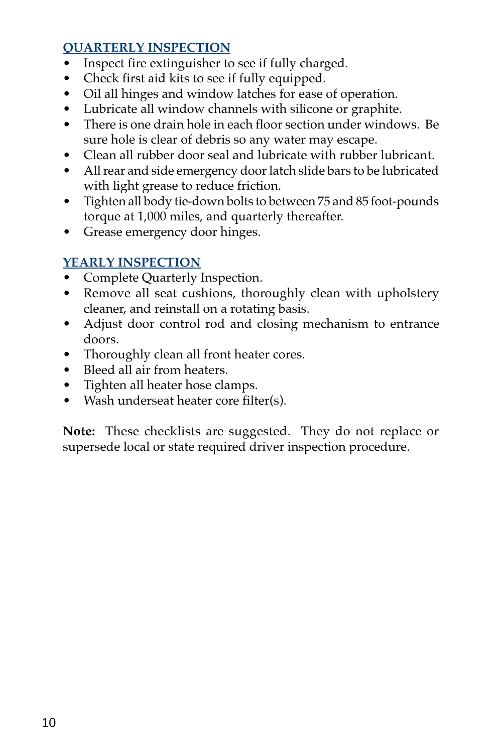## QUARTERLY INSPECTION

- Inspect fire extinguisher to see if fully charged.
- Check first aid kits to see if fully equipped.
- Oil all hinges and window latches for ease of operation.
- Lubricate all window channels with silicone or graphite.
- There is one drain hole in each floor section under windows. Be sure hole is clear of debris so any water may escape.
- Clean all rubber door seal and lubricate with rubber lubricant.
- All rear and side emergency door latch slide bars to be lubricated with light grease to reduce friction.
- Tighten all body tie-down bolts to between 75 and 85 foot-pounds torque at 1,000 miles, and quarterly thereafter.
- Grease emergency door hinges.

## YEARLY INSPECTION

- Complete Quarterly Inspection.
- Remove all seat cushions, thoroughly clean with upholstery cleaner, and reinstall on a rotating basis.
- Adjust door control rod and closing mechanism to entrance doors.
- Thoroughly clean all front heater cores.
- Bleed all air from heaters.
- Tighten all heater hose clamps.
- Wash underseat heater core filter(s).

**Note:** These checklists are suggested. They do not replace or supersede local or state required driver inspection procedure.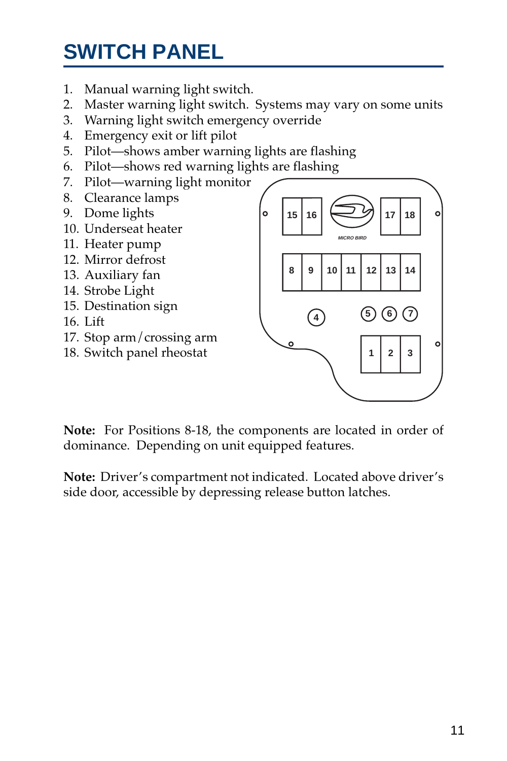# SWITCH PANEL

1. Manual warning light switch.
2. Master warning light switch. Systems may vary on some units
3. Warning light switch emergency override
4. Emergency exit or lift pilot
5. Pilot—shows amber warning lights are flashing
6. Pilot—shows red warning lights are flashing
7. Pilot—warning light monitor
8. Clearance lamps
9. Dome lights
10. Underseat heater
11. Heater pump
12. Mirror defrost
13. Auxiliary fan
14. Strobe Light
15. Destination sign
16. Lift
17. Stop arm/crossing arm
18. Switch panel rheostat

**Note:** For Positions 8-18, the components are located in order of dominance. Depending on unit equipped features.

**Note:** Driver's compartment not indicated. Located above driver's side door, accessible by depressing release button latches.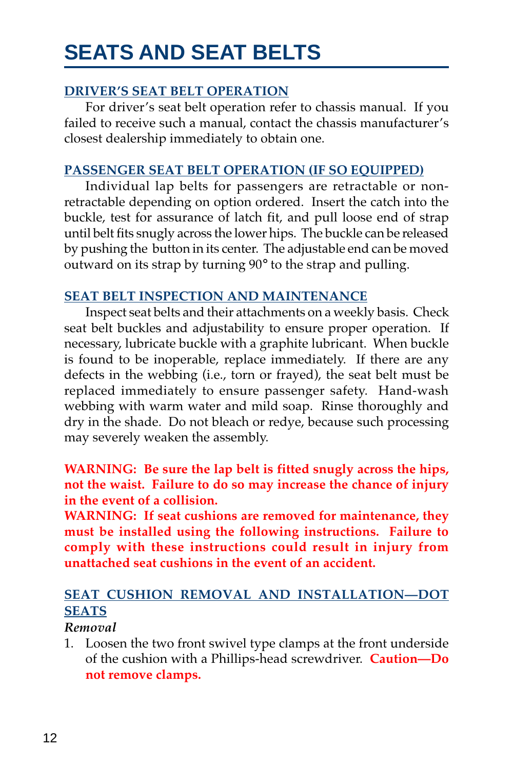# SEATS AND SEAT BELTS

## DRIVER'S SEAT BELT OPERATION

For driver's seat belt operation refer to chassis manual. If you failed to receive such a manual, contact the chassis manufacturer's closest dealership immediately to obtain one.

## PASSENGER SEAT BELT OPERATION (IF SO EQUIPPED)

Individual lap belts for passengers are retractable or non-retractable depending on option ordered. Insert the catch into the buckle, test for assurance of latch fit, and pull loose end of strap until belt fits snugly across the lower hips. The buckle can be released by pushing the button in its center. The adjustable end can be moved outward on its strap by turning 90° to the strap and pulling.

## SEAT BELT INSPECTION AND MAINTENANCE

Inspect seat belts and their attachments on a weekly basis. Check seat belt buckles and adjustability to ensure proper operation. If necessary, lubricate buckle with a graphite lubricant. When buckle is found to be inoperable, replace immediately. If there are any defects in the webbing (i.e., torn or frayed), the seat belt must be replaced immediately to ensure passenger safety. Hand-wash webbing with warm water and mild soap. Rinse thoroughly and dry in the shade. Do not bleach or redye, because such processing may severely weaken the assembly.

**WARNING: Be sure the lap belt is fitted snugly across the hips, not the waist. Failure to do so may increase the chance of injury in the event of a collision.**

**WARNING: If seat cushions are removed for maintenance, they must be installed using the following instructions. Failure to comply with these instructions could result in injury from unattached seat cushions in the event of an accident.**

## SEAT CUSHION REMOVAL AND INSTALLATION—DOT SEATS

*Removal*

1. Loosen the two front swivel type clamps at the front underside of the cushion with a Phillips-head screwdriver. **Caution—Do not remove clamps.**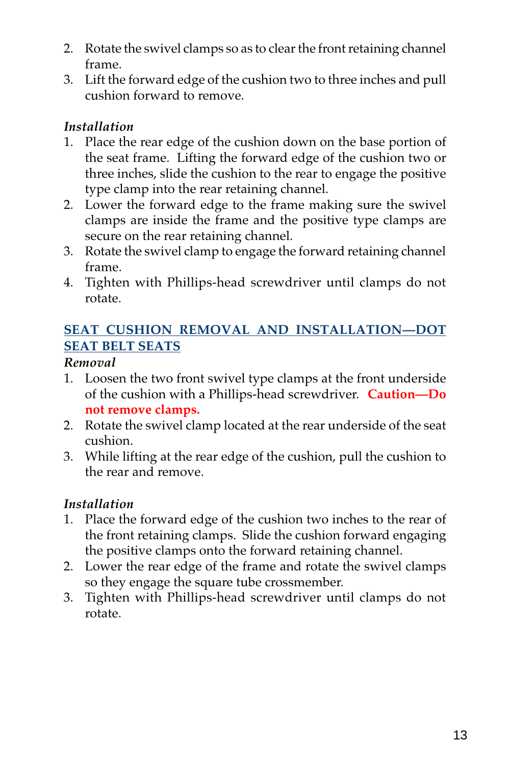2. Rotate the swivel clamps so as to clear the front retaining channel frame.
3. Lift the forward edge of the cushion two to three inches and pull cushion forward to remove.

*Installation*

1. Place the rear edge of the cushion down on the base portion of the seat frame. Lifting the forward edge of the cushion two or three inches, slide the cushion to the rear to engage the positive type clamp into the rear retaining channel.
2. Lower the forward edge to the frame making sure the swivel clamps are inside the frame and the positive type clamps are secure on the rear retaining channel.
3. Rotate the swivel clamp to engage the forward retaining channel frame.
4. Tighten with Phillips-head screwdriver until clamps do not rotate.

## SEAT CUSHION REMOVAL AND INSTALLATION—DOT SEAT BELT SEATS

*Removal*

1. Loosen the two front swivel type clamps at the front underside of the cushion with a Phillips-head screwdriver. **Caution—Do not remove clamps.**
2. Rotate the swivel clamp located at the rear underside of the seat cushion.
3. While lifting at the rear edge of the cushion, pull the cushion to the rear and remove.

*Installation*

1. Place the forward edge of the cushion two inches to the rear of the front retaining clamps. Slide the cushion forward engaging the positive clamps onto the forward retaining channel.
2. Lower the rear edge of the frame and rotate the swivel clamps so they engage the square tube crossmember.
3. Tighten with Phillips-head screwdriver until clamps do not rotate.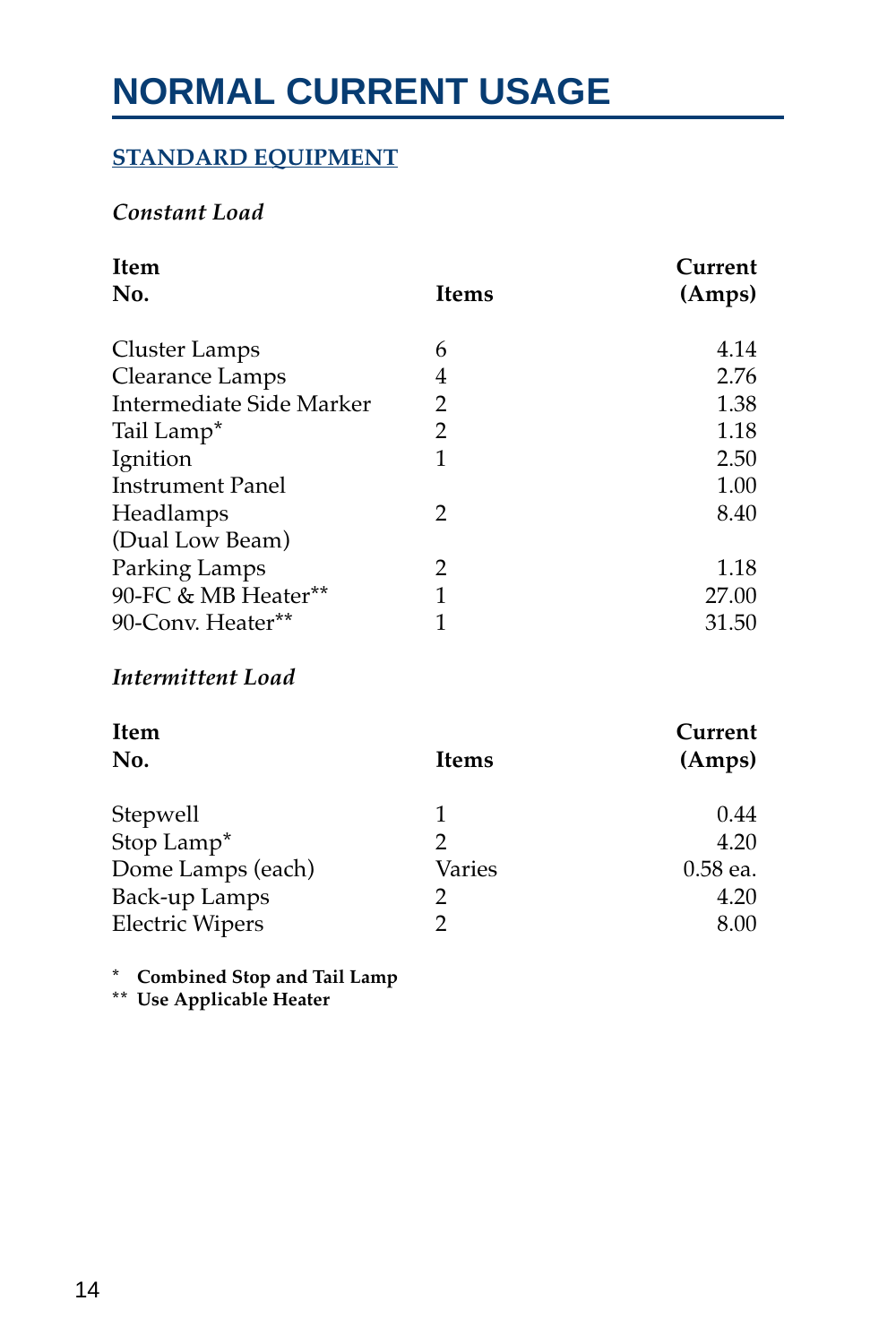# NORMAL CURRENT USAGE

## STANDARD EQUIPMENT

*Constant Load*

| Item No. | Items | Current (Amps) |
|---|---|---|
| Cluster Lamps | 6 | 4.14 |
| Clearance Lamps | 4 | 2.76 |
| Intermediate Side Marker | 2 | 1.38 |
| Tail Lamp* | 2 | 1.18 |
| Ignition | 1 | 2.50 |
| Instrument Panel | | 1.00 |
| Headlamps (Dual Low Beam) | 2 | 8.40 |
| Parking Lamps | 2 | 1.18 |
| 90-FC & MB Heater** | 1 | 27.00 |
| 90-Conv. Heater** | 1 | 31.50 |

*Intermittent Load*

| Item No. | Items | Current (Amps) |
|---|---|---|
| Stepwell | 1 | 0.44 |
| Stop Lamp* | 2 | 4.20 |
| Dome Lamps (each) | Varies | 0.58 ea. |
| Back-up Lamps | 2 | 4.20 |
| Electric Wipers | 2 | 8.00 |

**\* Combined Stop and Tail Lamp**
**\*\* Use Applicable Heater**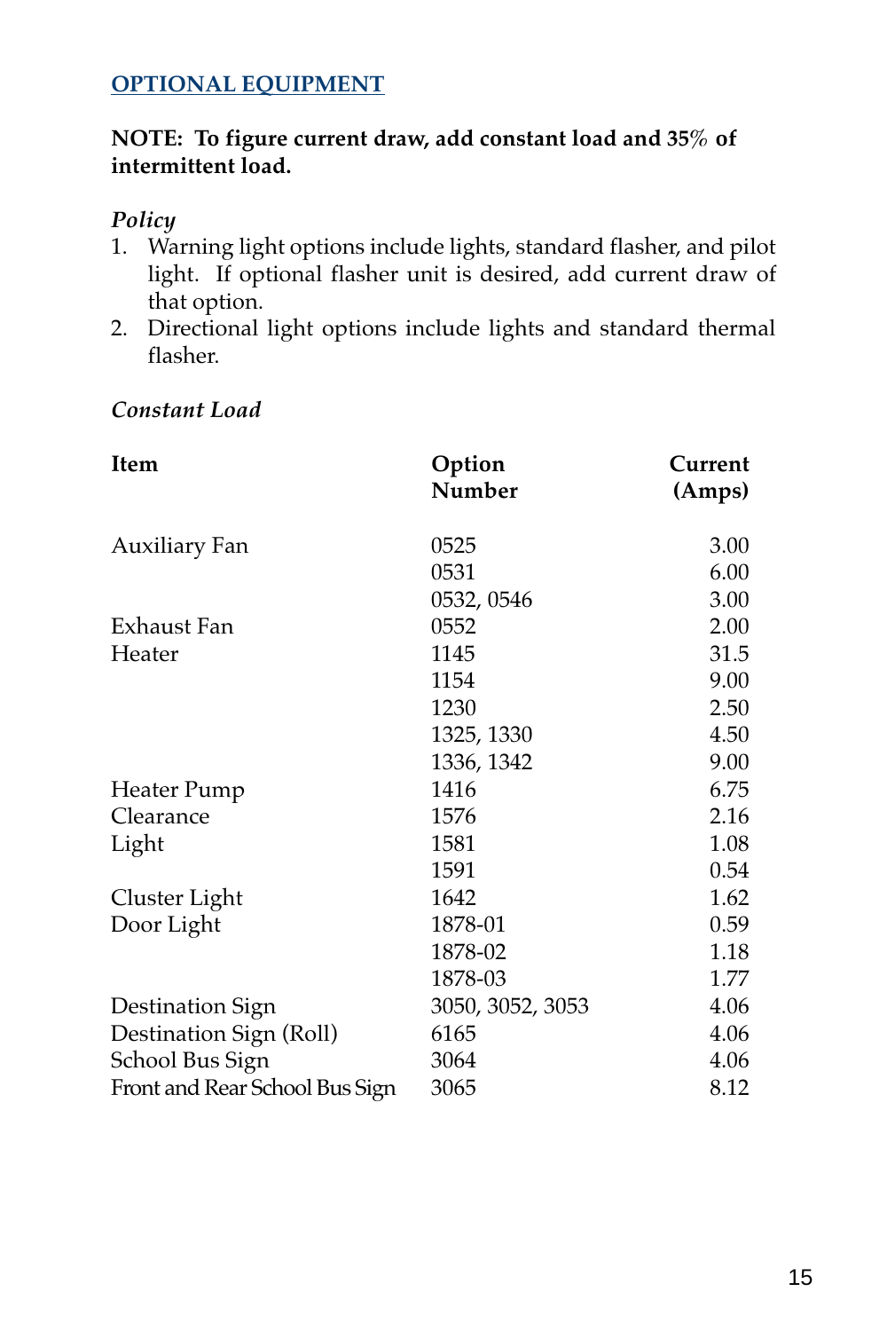## OPTIONAL EQUIPMENT

**NOTE: To figure current draw, add constant load and 35% of intermittent load.**

*Policy*

1. Warning light options include lights, standard flasher, and pilot light. If optional flasher unit is desired, add current draw of that option.
2. Directional light options include lights and standard thermal flasher.

*Constant Load*

| Item | Option Number | Current (Amps) |
|---|---|---|
| Auxiliary Fan | 0525 | 3.00 |
| | 0531 | 6.00 |
| | 0532, 0546 | 3.00 |
| Exhaust Fan | 0552 | 2.00 |
| Heater | 1145 | 31.5 |
| | 1154 | 9.00 |
| | 1230 | 2.50 |
| | 1325, 1330 | 4.50 |
| | 1336, 1342 | 9.00 |
| Heater Pump | 1416 | 6.75 |
| Clearance | 1576 | 2.16 |
| Light | 1581 | 1.08 |
| | 1591 | 0.54 |
| Cluster Light | 1642 | 1.62 |
| Door Light | 1878-01 | 0.59 |
| | 1878-02 | 1.18 |
| | 1878-03 | 1.77 |
| Destination Sign | 3050, 3052, 3053 | 4.06 |
| Destination Sign (Roll) | 6165 | 4.06 |
| School Bus Sign | 3064 | 4.06 |
| Front and Rear School Bus Sign | 3065 | 8.12 |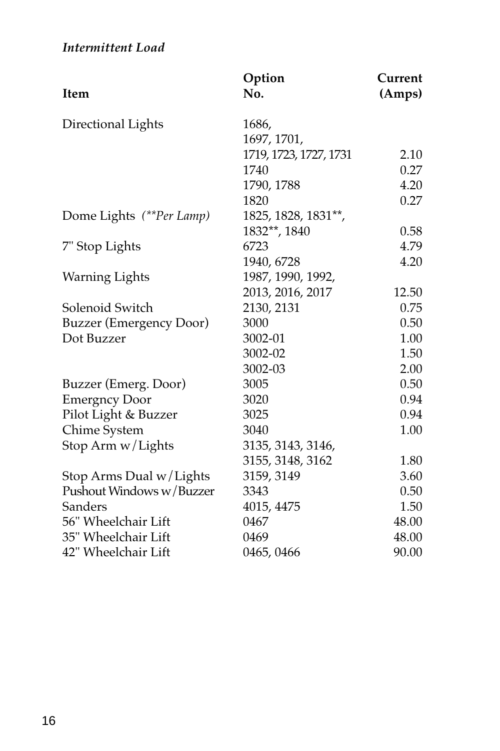*Intermittent Load*

| Item | Option No. | Current (Amps) |
| --- | --- | --- |
| Directional Lights | 1686, 1697, 1701, 1719, 1723, 1727, 1731 | 2.10 |
| | 1740 | 0.27 |
| | 1790, 1788 | 4.20 |
| | 1820 | 0.27 |
| Dome Lights *(**Per Lamp)* | 1825, 1828, 1831**, 1832**, 1840 | 0.58 |
| 7" Stop Lights | 6723 | 4.79 |
| | 1940, 6728 | 4.20 |
| Warning Lights | 1987, 1990, 1992, 2013, 2016, 2017 | 12.50 |
| Solenoid Switch | 2130, 2131 | 0.75 |
| Buzzer (Emergency Door) | 3000 | 0.50 |
| Dot Buzzer | 3002-01 | 1.00 |
| | 3002-02 | 1.50 |
| | 3002-03 | 2.00 |
| Buzzer (Emerg. Door) | 3005 | 0.50 |
| Emergncy Door | 3020 | 0.94 |
| Pilot Light & Buzzer | 3025 | 0.94 |
| Chime System | 3040 | 1.00 |
| Stop Arm w/Lights | 3135, 3143, 3146, 3155, 3148, 3162 | 1.80 |
| Stop Arms Dual w/Lights | 3159, 3149 | 3.60 |
| Pushout Windows w/Buzzer | 3343 | 0.50 |
| Sanders | 4015, 4475 | 1.50 |
| 56" Wheelchair Lift | 0467 | 48.00 |
| 35" Wheelchair Lift | 0469 | 48.00 |
| 42" Wheelchair Lift | 0465, 0466 | 90.00 |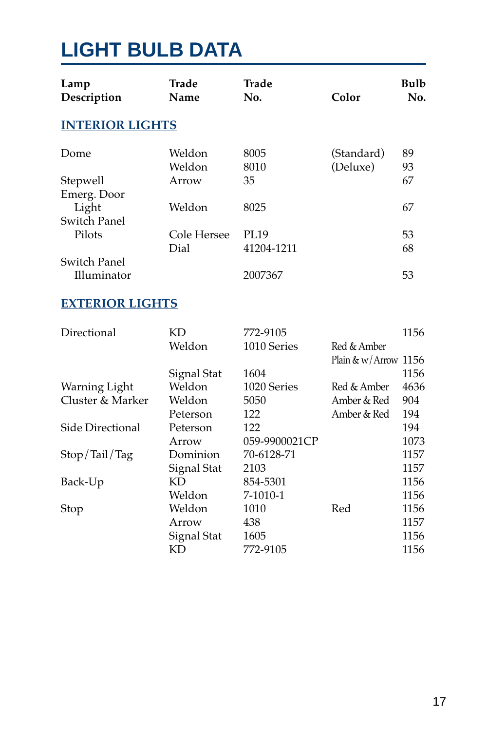# LIGHT BULB DATA

| Lamp Description | Trade Name | Trade No. | Color | Bulb No. |
|---|---|---|---|---|
| **INTERIOR LIGHTS** | | | | |
| Dome | Weldon | 8005 | (Standard) | 89 |
| | Weldon | 8010 | (Deluxe) | 93 |
| Stepwell | Arrow | 35 | | 67 |
| Emerg. Door Light | Weldon | 8025 | | 67 |
| Switch Panel Pilots | Cole Hersee | PL19 | | 53 |
| | Dial | 41204-1211 | | 68 |
| Switch Panel Illuminator | | 2007367 | | 53 |
| **EXTERIOR LIGHTS** | | | | |
| Directional | KD | 772-9105 | | 1156 |
| | Weldon | 1010 Series | Red & Amber Plain & w/Arrow | 1156 |
| | Signal Stat | 1604 | | 1156 |
| Warning Light | Weldon | 1020 Series | Red & Amber | 4636 |
| Cluster & Marker | Weldon | 5050 | Amber & Red | 904 |
| | Peterson | 122 | Amber & Red | 194 |
| Side Directional | Peterson | 122 | | 194 |
| | Arrow | 059-9900021CP | | 1073 |
| Stop/Tail/Tag | Dominion | 70-6128-71 | | 1157 |
| | Signal Stat | 2103 | | 1157 |
| Back-Up | KD | 854-5301 | | 1156 |
| | Weldon | 7-1010-1 | | 1156 |
| Stop | Weldon | 1010 | Red | 1156 |
| | Arrow | 438 | | 1157 |
| | Signal Stat | 1605 | | 1156 |
| | KD | 772-9105 | | 1156 |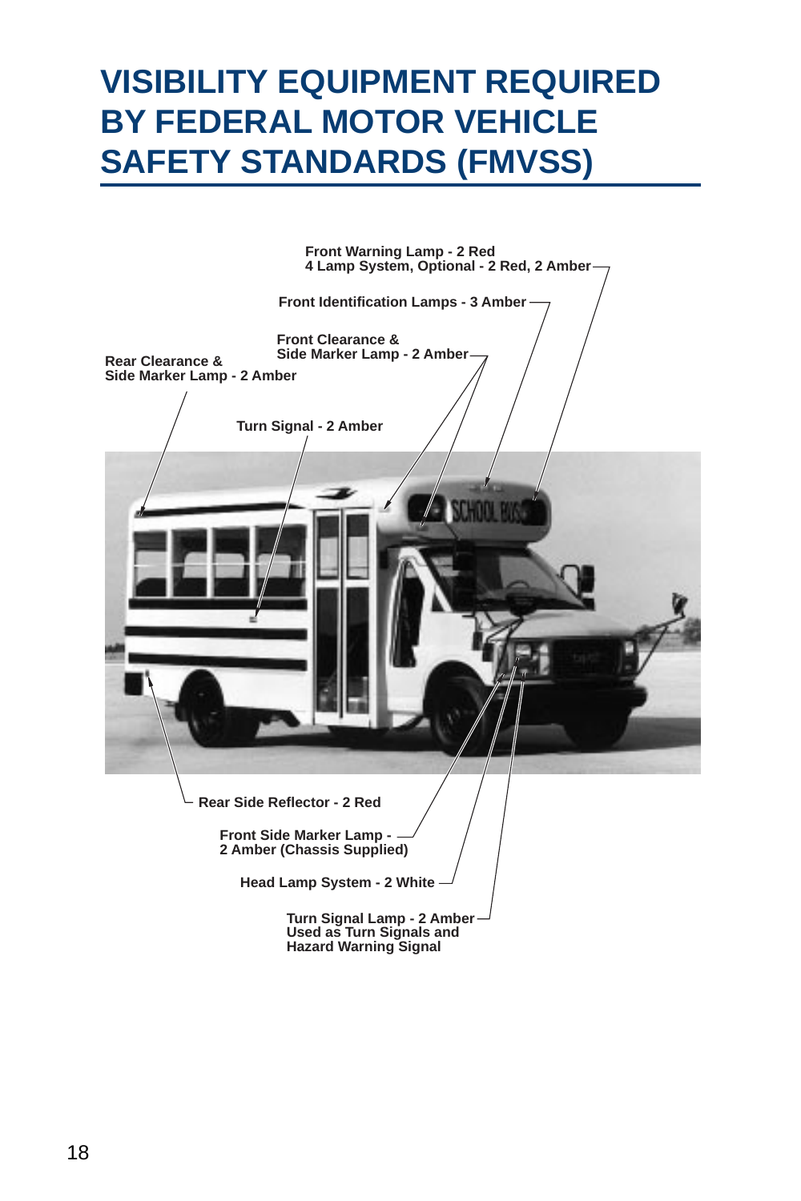# VISIBILITY EQUIPMENT REQUIRED BY FEDERAL MOTOR VEHICLE SAFETY STANDARDS (FMVSS)

Front Warning Lamp - 2 Red
4 Lamp System, Optional - 2 Red, 2 Amber

Front Identification Lamps - 3 Amber

Front Clearance & Side Marker Lamp - 2 Amber

Rear Clearance & Side Marker Lamp - 2 Amber

Turn Signal - 2 Amber

Rear Side Reflector - 2 Red

Front Side Marker Lamp - 2 Amber (Chassis Supplied)

Head Lamp System - 2 White

Turn Signal Lamp - 2 Amber
Used as Turn Signals and Hazard Warning Signal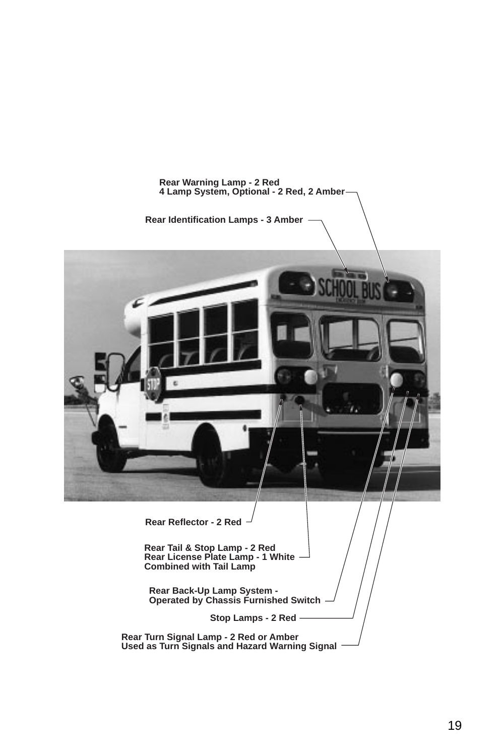Rear Warning Lamp - 2 Red
4 Lamp System, Optional - 2 Red, 2 Amber

Rear Identification Lamps - 3 Amber

Rear Reflector - 2 Red

Rear Tail & Stop Lamp - 2 Red
Rear License Plate Lamp - 1 White
Combined with Tail Lamp

Rear Back-Up Lamp System -
Operated by Chassis Furnished Switch

Stop Lamps - 2 Red

Rear Turn Signal Lamp - 2 Red or Amber
Used as Turn Signals and Hazard Warning Signal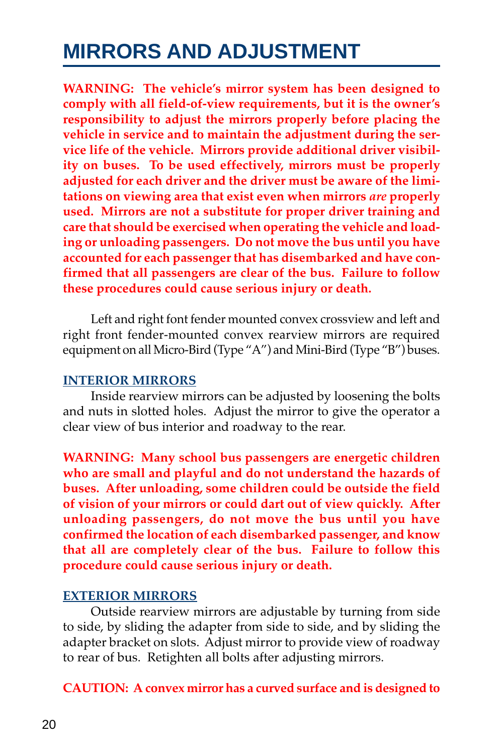# MIRRORS AND ADJUSTMENT

**WARNING: The vehicle's mirror system has been designed to comply with all field-of-view requirements, but it is the owner's responsibility to adjust the mirrors properly before placing the vehicle in service and to maintain the adjustment during the service life of the vehicle. Mirrors provide additional driver visibility on buses. To be used effectively, mirrors must be properly adjusted for each driver and the driver must be aware of the limitations on viewing area that exist even when mirrors *are* properly used. Mirrors are not a substitute for proper driver training and care that should be exercised when operating the vehicle and loading or unloading passengers. Do not move the bus until you have accounted for each passenger that has disembarked and have confirmed that all passengers are clear of the bus. Failure to follow these procedures could cause serious injury or death.**

Left and right font fender mounted convex crossview and left and right front fender-mounted convex rearview mirrors are required equipment on all Micro-Bird (Type "A") and Mini-Bird (Type "B") buses.

### INTERIOR MIRRORS

Inside rearview mirrors can be adjusted by loosening the bolts and nuts in slotted holes. Adjust the mirror to give the operator a clear view of bus interior and roadway to the rear.

**WARNING: Many school bus passengers are energetic children who are small and playful and do not understand the hazards of buses. After unloading, some children could be outside the field of vision of your mirrors or could dart out of view quickly. After unloading passengers, do not move the bus until you have confirmed the location of each disembarked passenger, and know that all are completely clear of the bus. Failure to follow this procedure could cause serious injury or death.**

### EXTERIOR MIRRORS

Outside rearview mirrors are adjustable by turning from side to side, by sliding the adapter from side to side, and by sliding the adapter bracket on slots. Adjust mirror to provide view of roadway to rear of bus. Retighten all bolts after adjusting mirrors.

**CAUTION: A convex mirror has a curved surface and is designed to**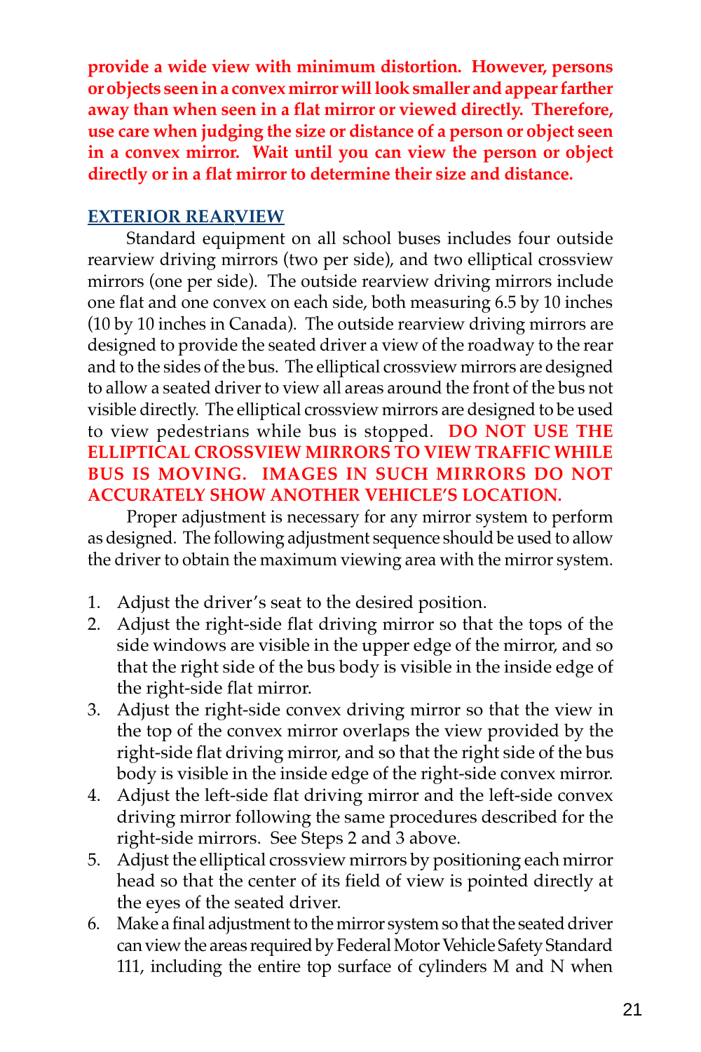**provide a wide view with minimum distortion. However, persons or objects seen in a convex mirror will look smaller and appear farther away than when seen in a flat mirror or viewed directly. Therefore, use care when judging the size or distance of a person or object seen in a convex mirror. Wait until you can view the person or object directly or in a flat mirror to determine their size and distance.**

## EXTERIOR REARVIEW

Standard equipment on all school buses includes four outside rearview driving mirrors (two per side), and two elliptical crossview mirrors (one per side). The outside rearview driving mirrors include one flat and one convex on each side, both measuring 6.5 by 10 inches (10 by 10 inches in Canada). The outside rearview driving mirrors are designed to provide the seated driver a view of the roadway to the rear and to the sides of the bus. The elliptical crossview mirrors are designed to allow a seated driver to view all areas around the front of the bus not visible directly. The elliptical crossview mirrors are designed to be used to view pedestrians while bus is stopped. **DO NOT USE THE ELLIPTICAL CROSSVIEW MIRRORS TO VIEW TRAFFIC WHILE BUS IS MOVING. IMAGES IN SUCH MIRRORS DO NOT ACCURATELY SHOW ANOTHER VEHICLE'S LOCATION.**

Proper adjustment is necessary for any mirror system to perform as designed. The following adjustment sequence should be used to allow the driver to obtain the maximum viewing area with the mirror system.

1. Adjust the driver's seat to the desired position.
2. Adjust the right-side flat driving mirror so that the tops of the side windows are visible in the upper edge of the mirror, and so that the right side of the bus body is visible in the inside edge of the right-side flat mirror.
3. Adjust the right-side convex driving mirror so that the view in the top of the convex mirror overlaps the view provided by the right-side flat driving mirror, and so that the right side of the bus body is visible in the inside edge of the right-side convex mirror.
4. Adjust the left-side flat driving mirror and the left-side convex driving mirror following the same procedures described for the right-side mirrors. See Steps 2 and 3 above.
5. Adjust the elliptical crossview mirrors by positioning each mirror head so that the center of its field of view is pointed directly at the eyes of the seated driver.
6. Make a final adjustment to the mirror system so that the seated driver can view the areas required by Federal Motor Vehicle Safety Standard 111, including the entire top surface of cylinders M and N when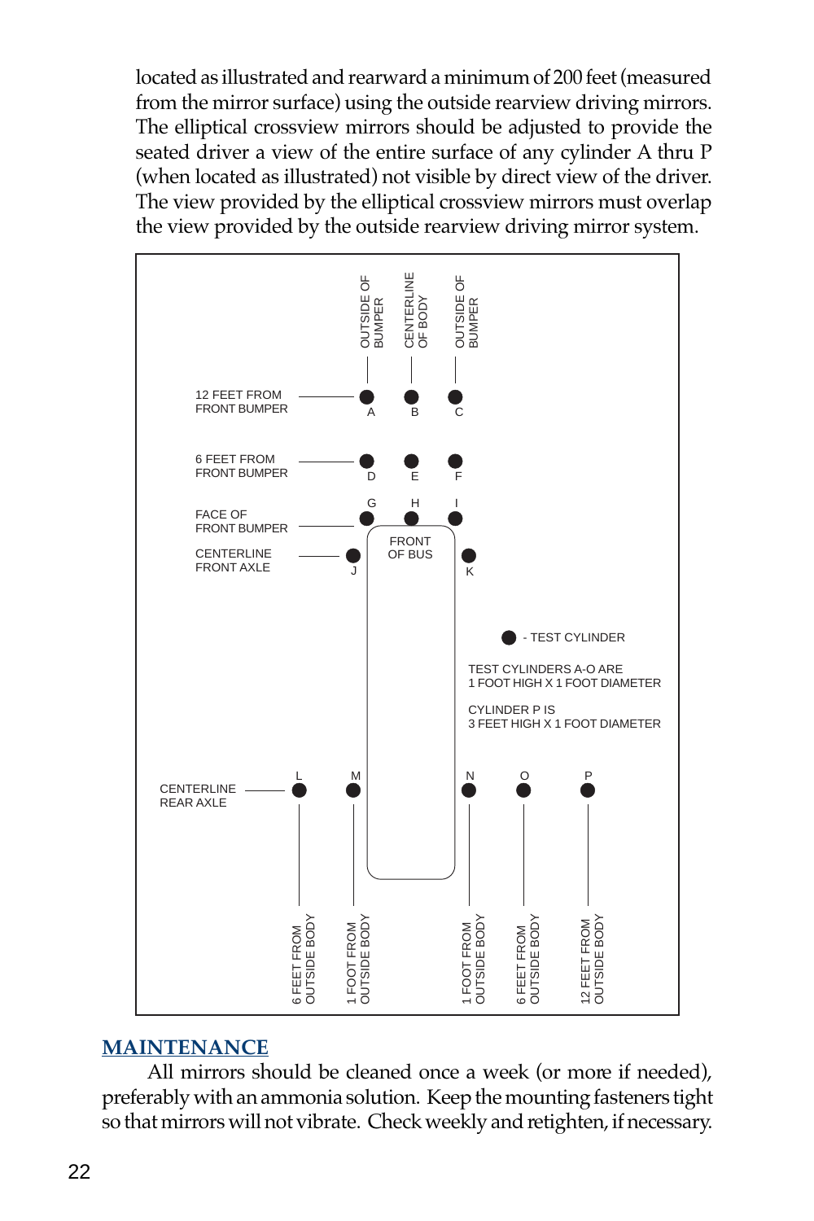located as illustrated and rearward a minimum of 200 feet (measured from the mirror surface) using the outside rearview driving mirrors. The elliptical crossview mirrors should be adjusted to provide the seated driver a view of the entire surface of any cylinder A thru P (when located as illustrated) not visible by direct view of the driver. The view provided by the elliptical crossview mirrors must overlap the view provided by the outside rearview driving mirror system.

OUTSIDE OF BUMPER — CENTERLINE OF BODY — OUTSIDE OF BUMPER

12 FEET FROM FRONT BUMPER — A, B, C

6 FEET FROM FRONT BUMPER — D, E, F

FACE OF FRONT BUMPER — G, H, I

CENTERLINE FRONT AXLE — J, K

FRONT OF BUS

● - TEST CYLINDER

TEST CYLINDERS A-O ARE 1 FOOT HIGH X 1 FOOT DIAMETER

CYLINDER P IS 3 FEET HIGH X 1 FOOT DIAMETER

CENTERLINE REAR AXLE — L, M, N, O, P

6 FEET FROM OUTSIDE BODY (L) — 1 FOOT FROM OUTSIDE BODY (M) — 1 FOOT FROM OUTSIDE BODY (N) — 6 FEET FROM OUTSIDE BODY (O) — 12 FEET FROM OUTSIDE BODY (P)

## MAINTENANCE

All mirrors should be cleaned once a week (or more if needed), preferably with an ammonia solution. Keep the mounting fasteners tight so that mirrors will not vibrate. Check weekly and retighten, if necessary.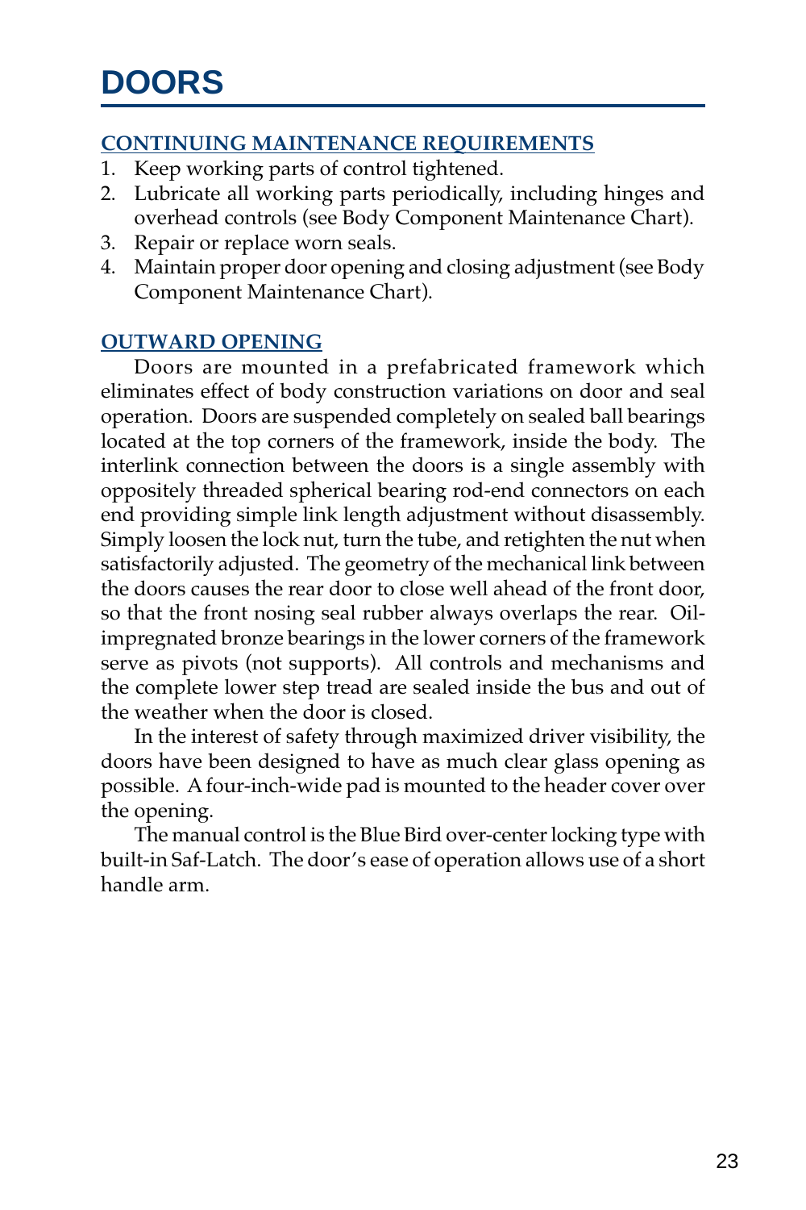# DOORS

## CONTINUING MAINTENANCE REQUIREMENTS

1. Keep working parts of control tightened.
2. Lubricate all working parts periodically, including hinges and overhead controls (see Body Component Maintenance Chart).
3. Repair or replace worn seals.
4. Maintain proper door opening and closing adjustment (see Body Component Maintenance Chart).

## OUTWARD OPENING

Doors are mounted in a prefabricated framework which eliminates effect of body construction variations on door and seal operation. Doors are suspended completely on sealed ball bearings located at the top corners of the framework, inside the body. The interlink connection between the doors is a single assembly with oppositely threaded spherical bearing rod-end connectors on each end providing simple link length adjustment without disassembly. Simply loosen the lock nut, turn the tube, and retighten the nut when satisfactorily adjusted. The geometry of the mechanical link between the doors causes the rear door to close well ahead of the front door, so that the front nosing seal rubber always overlaps the rear. Oil-impregnated bronze bearings in the lower corners of the framework serve as pivots (not supports). All controls and mechanisms and the complete lower step tread are sealed inside the bus and out of the weather when the door is closed.

In the interest of safety through maximized driver visibility, the doors have been designed to have as much clear glass opening as possible. A four-inch-wide pad is mounted to the header cover over the opening.

The manual control is the Blue Bird over-center locking type with built-in Saf-Latch. The door's ease of operation allows use of a short handle arm.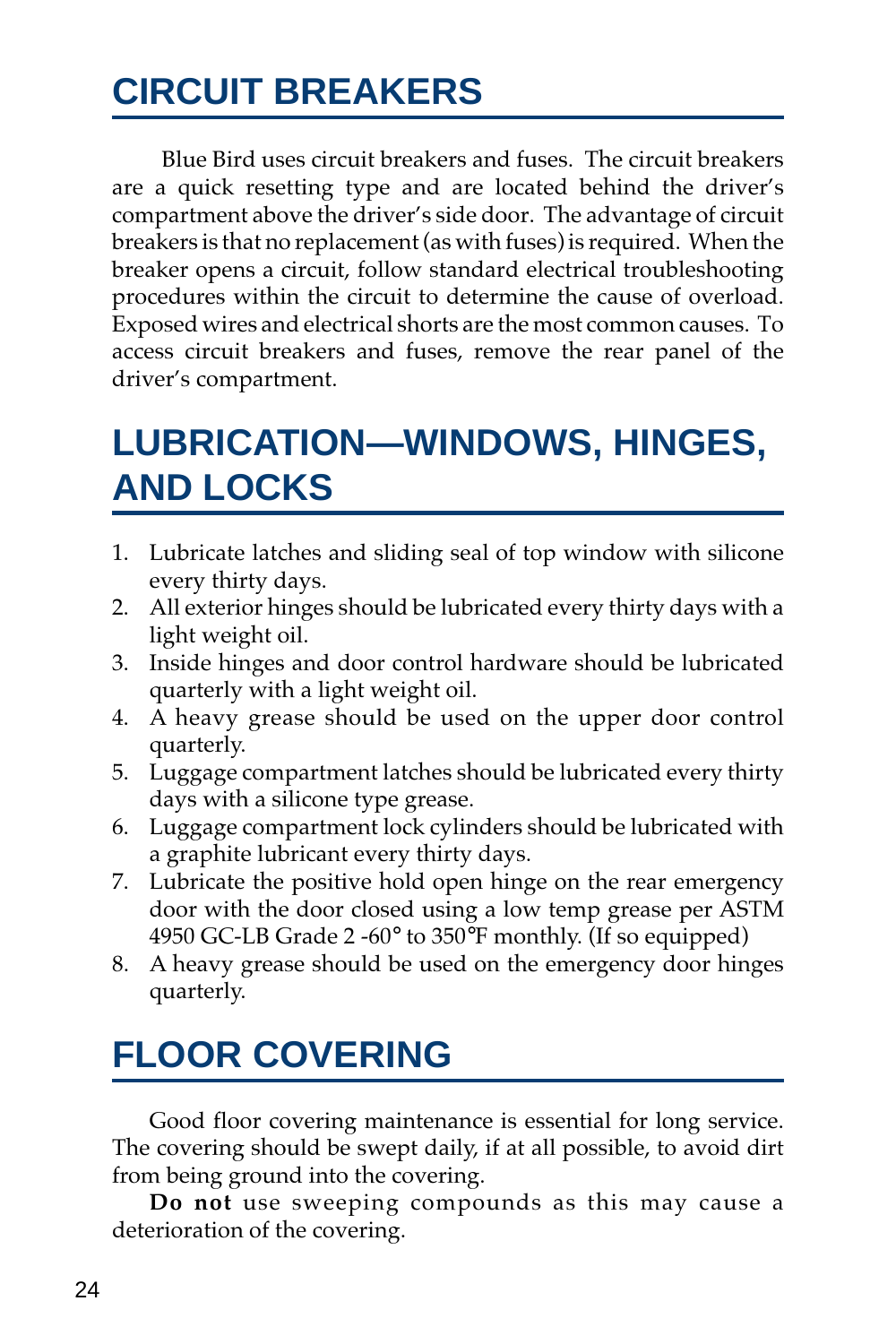# CIRCUIT BREAKERS

Blue Bird uses circuit breakers and fuses. The circuit breakers are a quick resetting type and are located behind the driver's compartment above the driver's side door. The advantage of circuit breakers is that no replacement (as with fuses) is required. When the breaker opens a circuit, follow standard electrical troubleshooting procedures within the circuit to determine the cause of overload. Exposed wires and electrical shorts are the most common causes. To access circuit breakers and fuses, remove the rear panel of the driver's compartment.

# LUBRICATION—WINDOWS, HINGES, AND LOCKS

1. Lubricate latches and sliding seal of top window with silicone every thirty days.
2. All exterior hinges should be lubricated every thirty days with a light weight oil.
3. Inside hinges and door control hardware should be lubricated quarterly with a light weight oil.
4. A heavy grease should be used on the upper door control quarterly.
5. Luggage compartment latches should be lubricated every thirty days with a silicone type grease.
6. Luggage compartment lock cylinders should be lubricated with a graphite lubricant every thirty days.
7. Lubricate the positive hold open hinge on the rear emergency door with the door closed using a low temp grease per ASTM 4950 GC-LB Grade 2 -60° to 350°F monthly. (If so equipped)
8. A heavy grease should be used on the emergency door hinges quarterly.

# FLOOR COVERING

Good floor covering maintenance is essential for long service. The covering should be swept daily, if at all possible, to avoid dirt from being ground into the covering.

**Do not** use sweeping compounds as this may cause a deterioration of the covering.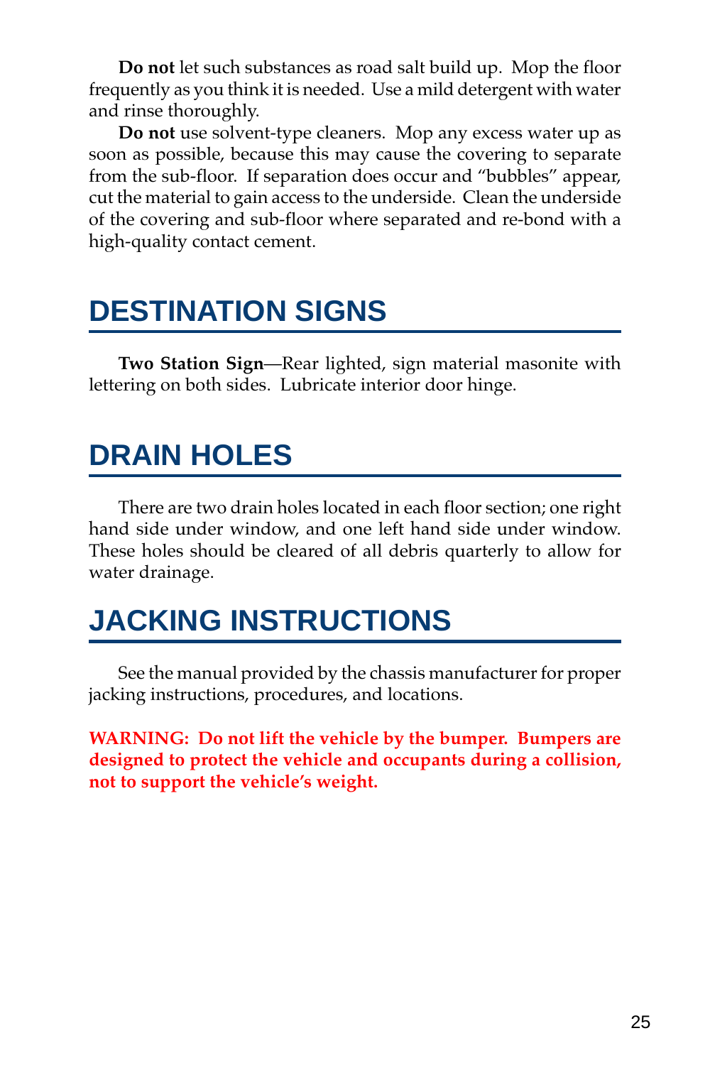**Do not** let such substances as road salt build up. Mop the floor frequently as you think it is needed. Use a mild detergent with water and rinse thoroughly.

**Do not** use solvent-type cleaners. Mop any excess water up as soon as possible, because this may cause the covering to separate from the sub-floor. If separation does occur and "bubbles" appear, cut the material to gain access to the underside. Clean the underside of the covering and sub-floor where separated and re-bond with a high-quality contact cement.

## DESTINATION SIGNS

**Two Station Sign**—Rear lighted, sign material masonite with lettering on both sides. Lubricate interior door hinge.

## DRAIN HOLES

There are two drain holes located in each floor section; one right hand side under window, and one left hand side under window. These holes should be cleared of all debris quarterly to allow for water drainage.

## JACKING INSTRUCTIONS

See the manual provided by the chassis manufacturer for proper jacking instructions, procedures, and locations.

**WARNING: Do not lift the vehicle by the bumper. Bumpers are designed to protect the vehicle and occupants during a collision, not to support the vehicle's weight.**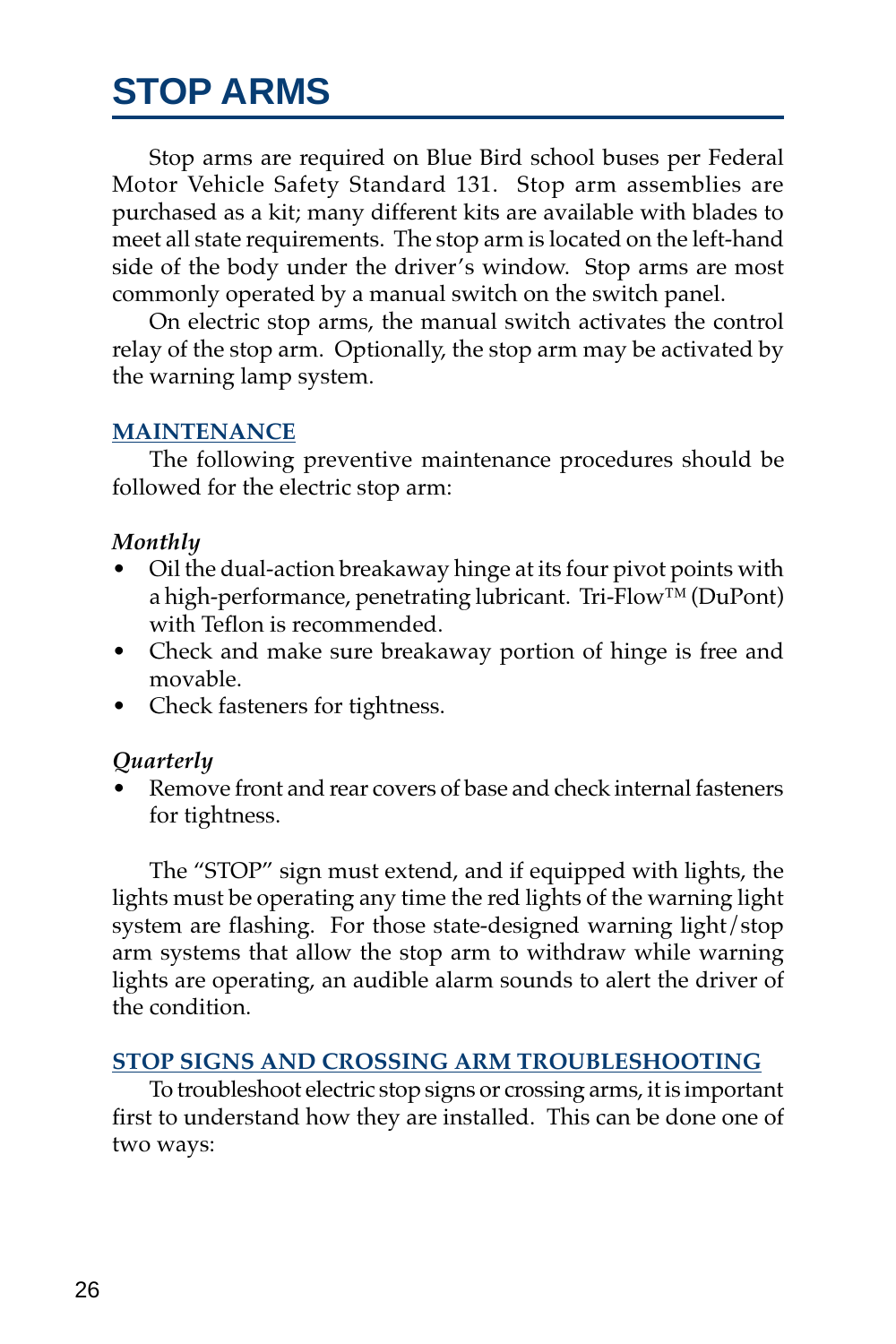# STOP ARMS

Stop arms are required on Blue Bird school buses per Federal Motor Vehicle Safety Standard 131. Stop arm assemblies are purchased as a kit; many different kits are available with blades to meet all state requirements. The stop arm is located on the left-hand side of the body under the driver's window. Stop arms are most commonly operated by a manual switch on the switch panel.

On electric stop arms, the manual switch activates the control relay of the stop arm. Optionally, the stop arm may be activated by the warning lamp system.

## MAINTENANCE

The following preventive maintenance procedures should be followed for the electric stop arm:

*Monthly*

- Oil the dual-action breakaway hinge at its four pivot points with a high-performance, penetrating lubricant. Tri-Flow™ (DuPont) with Teflon is recommended.
- Check and make sure breakaway portion of hinge is free and movable.
- Check fasteners for tightness.

*Quarterly*

- Remove front and rear covers of base and check internal fasteners for tightness.

The "STOP" sign must extend, and if equipped with lights, the lights must be operating any time the red lights of the warning light system are flashing. For those state-designed warning light/stop arm systems that allow the stop arm to withdraw while warning lights are operating, an audible alarm sounds to alert the driver of the condition.

## STOP SIGNS AND CROSSING ARM TROUBLESHOOTING

To troubleshoot electric stop signs or crossing arms, it is important first to understand how they are installed. This can be done one of two ways: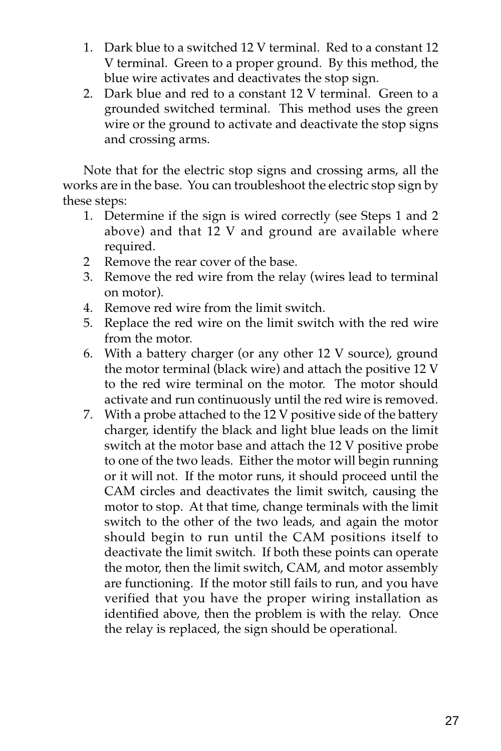1. Dark blue to a switched 12 V terminal. Red to a constant 12 V terminal. Green to a proper ground. By this method, the blue wire activates and deactivates the stop sign.
2. Dark blue and red to a constant 12 V terminal. Green to a grounded switched terminal. This method uses the green wire or the ground to activate and deactivate the stop signs and crossing arms.

Note that for the electric stop signs and crossing arms, all the works are in the base. You can troubleshoot the electric stop sign by these steps:

1. Determine if the sign is wired correctly (see Steps 1 and 2 above) and that 12 V and ground are available where required.
2. Remove the rear cover of the base.
3. Remove the red wire from the relay (wires lead to terminal on motor).
4. Remove red wire from the limit switch.
5. Replace the red wire on the limit switch with the red wire from the motor.
6. With a battery charger (or any other 12 V source), ground the motor terminal (black wire) and attach the positive 12 V to the red wire terminal on the motor. The motor should activate and run continuously until the red wire is removed.
7. With a probe attached to the 12 V positive side of the battery charger, identify the black and light blue leads on the limit switch at the motor base and attach the 12 V positive probe to one of the two leads. Either the motor will begin running or it will not. If the motor runs, it should proceed until the CAM circles and deactivates the limit switch, causing the motor to stop. At that time, change terminals with the limit switch to the other of the two leads, and again the motor should begin to run until the CAM positions itself to deactivate the limit switch. If both these points can operate the motor, then the limit switch, CAM, and motor assembly are functioning. If the motor still fails to run, and you have verified that you have the proper wiring installation as identified above, then the problem is with the relay. Once the relay is replaced, the sign should be operational.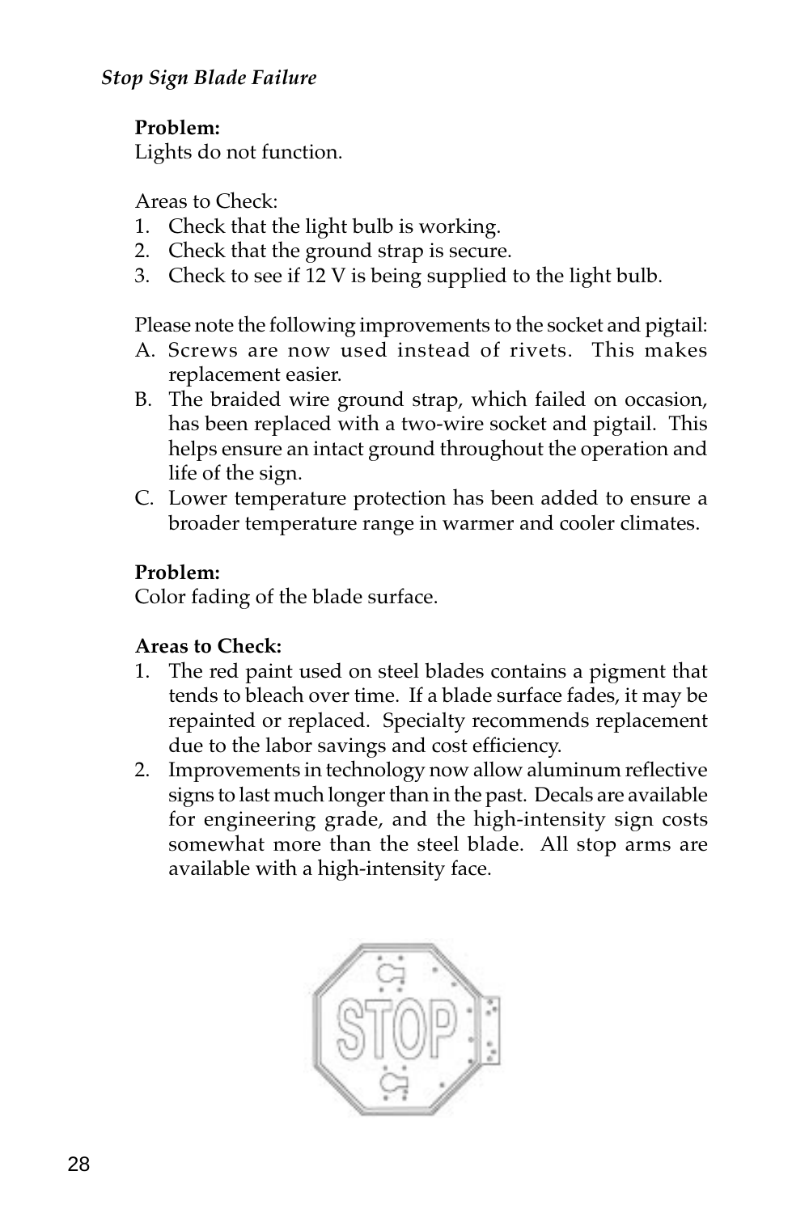*Stop Sign Blade Failure*

**Problem:**
Lights do not function.

Areas to Check:
1. Check that the light bulb is working.
2. Check that the ground strap is secure.
3. Check to see if 12 V is being supplied to the light bulb.

Please note the following improvements to the socket and pigtail:
A. Screws are now used instead of rivets. This makes replacement easier.
B. The braided wire ground strap, which failed on occasion, has been replaced with a two-wire socket and pigtail. This helps ensure an intact ground throughout the operation and life of the sign.
C. Lower temperature protection has been added to ensure a broader temperature range in warmer and cooler climates.

**Problem:**
Color fading of the blade surface.

**Areas to Check:**
1. The red paint used on steel blades contains a pigment that tends to bleach over time. If a blade surface fades, it may be repainted or replaced. Specialty recommends replacement due to the labor savings and cost efficiency.
2. Improvements in technology now allow aluminum reflective signs to last much longer than in the past. Decals are available for engineering grade, and the high-intensity sign costs somewhat more than the steel blade. All stop arms are available with a high-intensity face.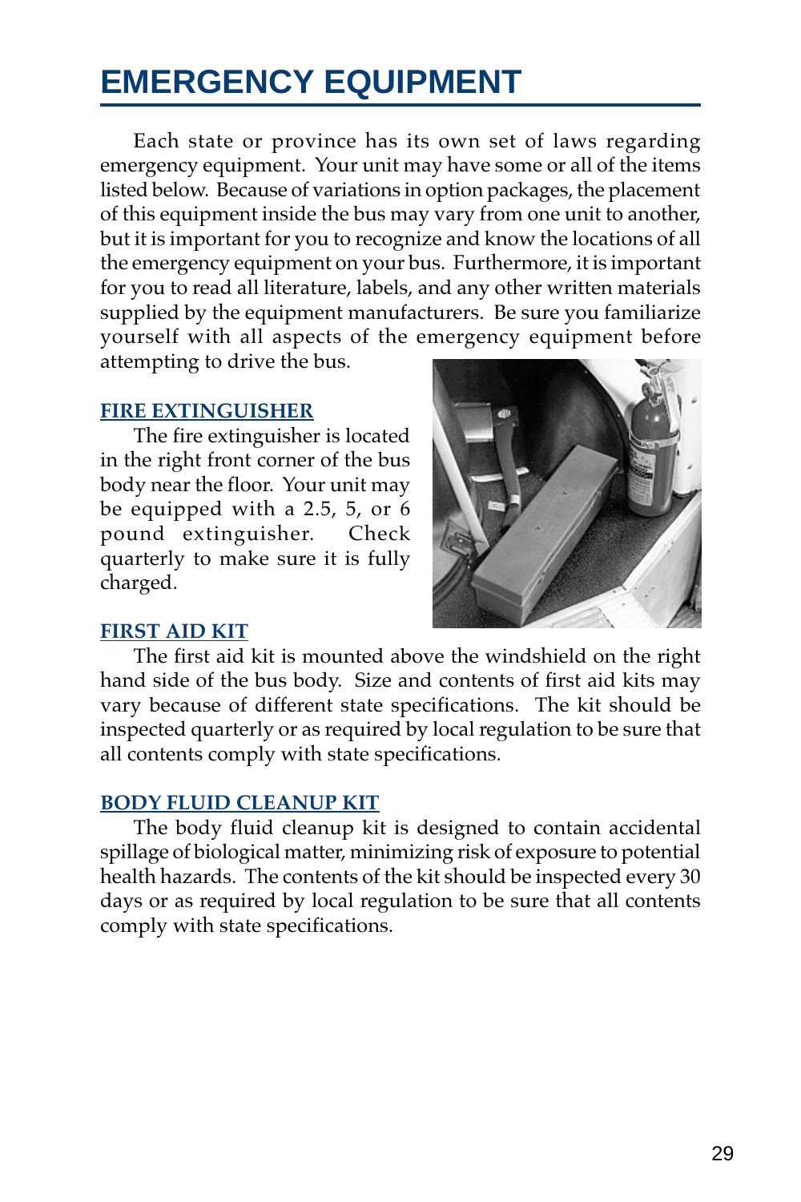# EMERGENCY EQUIPMENT

Each state or province has its own set of laws regarding emergency equipment. Your unit may have some or all of the items listed below. Because of variations in option packages, the placement of this equipment inside the bus may vary from one unit to another, but it is important for you to recognize and know the locations of all the emergency equipment on your bus. Furthermore, it is important for you to read all literature, labels, and any other written materials supplied by the equipment manufacturers. Be sure you familiarize yourself with all aspects of the emergency equipment before attempting to drive the bus.

## FIRE EXTINGUISHER

The fire extinguisher is located in the right front corner of the bus body near the floor. Your unit may be equipped with a 2.5, 5, or 6 pound extinguisher. Check quarterly to make sure it is fully charged.

## FIRST AID KIT

The first aid kit is mounted above the windshield on the right hand side of the bus body. Size and contents of first aid kits may vary because of different state specifications. The kit should be inspected quarterly or as required by local regulation to be sure that all contents comply with state specifications.

## BODY FLUID CLEANUP KIT

The body fluid cleanup kit is designed to contain accidental spillage of biological matter, minimizing risk of exposure to potential health hazards. The contents of the kit should be inspected every 30 days or as required by local regulation to be sure that all contents comply with state specifications.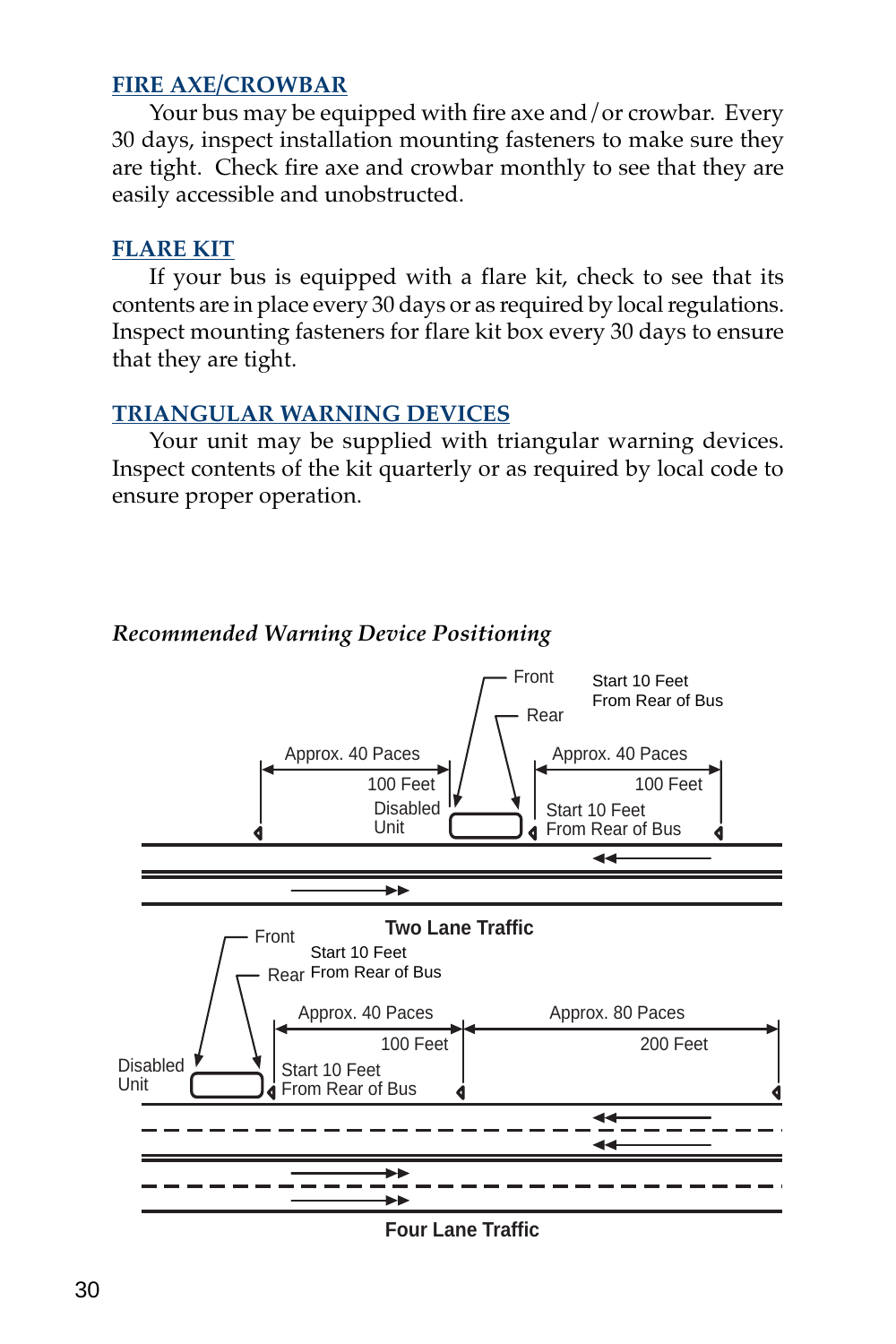## FIRE AXE/CROWBAR

Your bus may be equipped with fire axe and / or crowbar. Every 30 days, inspect installation mounting fasteners to make sure they are tight. Check fire axe and crowbar monthly to see that they are easily accessible and unobstructed.

## FLARE KIT

If your bus is equipped with a flare kit, check to see that its contents are in place every 30 days or as required by local regulations. Inspect mounting fasteners for flare kit box every 30 days to ensure that they are tight.

## TRIANGULAR WARNING DEVICES

Your unit may be supplied with triangular warning devices. Inspect contents of the kit quarterly or as required by local code to ensure proper operation.

*Recommended Warning Device Positioning*

Front
Rear
Start 10 Feet From Rear of Bus
Approx. 40 Paces
100 Feet
Disabled Unit
Approx. 40 Paces
100 Feet
Start 10 Feet From Rear of Bus

**Two Lane Traffic**

Front
Rear
Start 10 Feet From Rear of Bus
Approx. 40 Paces
100 Feet
Approx. 80 Paces
200 Feet
Disabled Unit
Start 10 Feet From Rear of Bus

**Four Lane Traffic**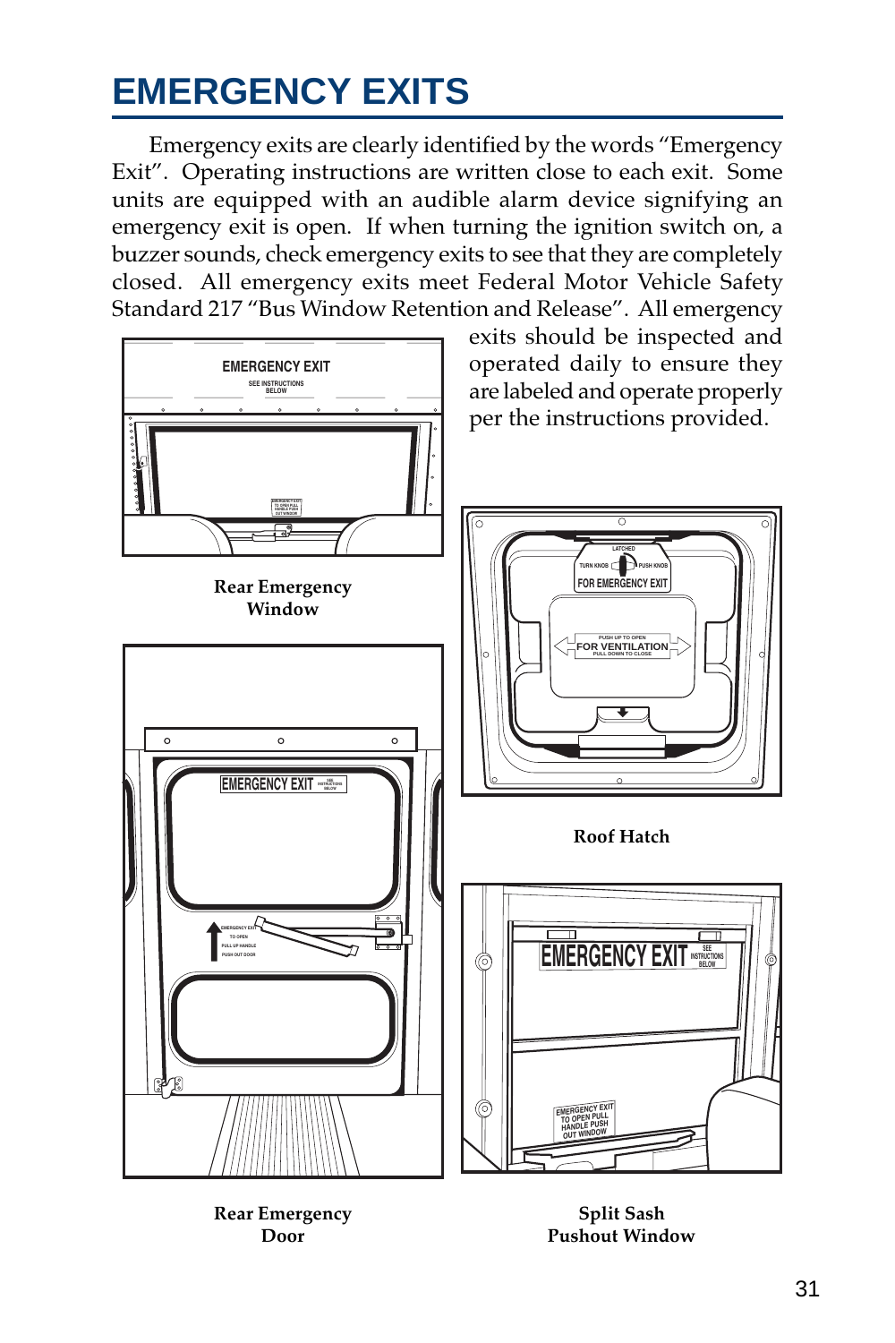# EMERGENCY EXITS

Emergency exits are clearly identified by the words "Emergency Exit". Operating instructions are written close to each exit. Some units are equipped with an audible alarm device signifying an emergency exit is open. If when turning the ignition switch on, a buzzer sounds, check emergency exits to see that they are completely closed. All emergency exits meet Federal Motor Vehicle Safety Standard 217 "Bus Window Retention and Release". All emergency exits should be inspected and operated daily to ensure they are labeled and operate properly per the instructions provided.

**Rear Emergency Window**

**Roof Hatch**

**Rear Emergency Door**

**Split Sash Pushout Window**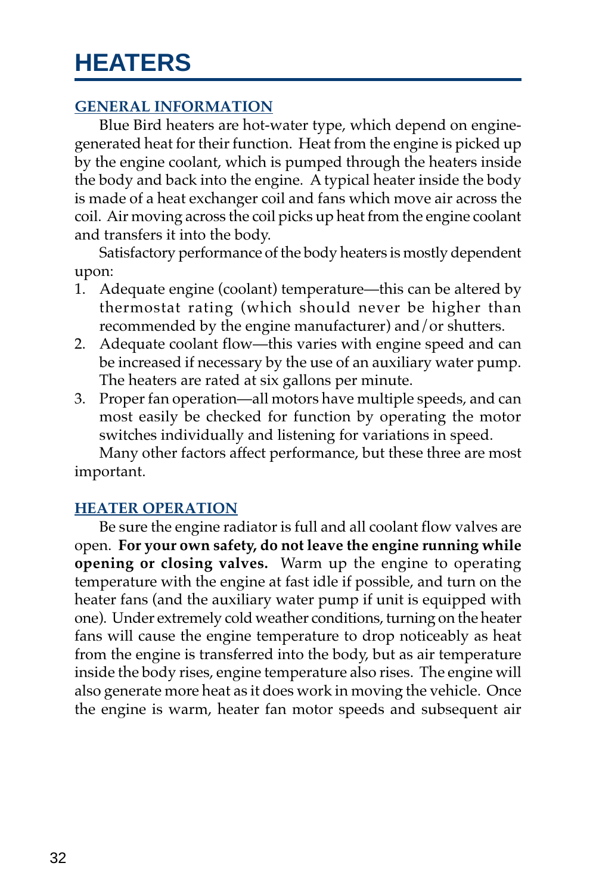# HEATERS

## GENERAL INFORMATION

Blue Bird heaters are hot-water type, which depend on engine-generated heat for their function. Heat from the engine is picked up by the engine coolant, which is pumped through the heaters inside the body and back into the engine. A typical heater inside the body is made of a heat exchanger coil and fans which move air across the coil. Air moving across the coil picks up heat from the engine coolant and transfers it into the body.

Satisfactory performance of the body heaters is mostly dependent upon:

1. Adequate engine (coolant) temperature—this can be altered by thermostat rating (which should never be higher than recommended by the engine manufacturer) and/or shutters.
2. Adequate coolant flow—this varies with engine speed and can be increased if necessary by the use of an auxiliary water pump. The heaters are rated at six gallons per minute.
3. Proper fan operation—all motors have multiple speeds, and can most easily be checked for function by operating the motor switches individually and listening for variations in speed.

Many other factors affect performance, but these three are most important.

## HEATER OPERATION

Be sure the engine radiator is full and all coolant flow valves are open. **For your own safety, do not leave the engine running while opening or closing valves.** Warm up the engine to operating temperature with the engine at fast idle if possible, and turn on the heater fans (and the auxiliary water pump if unit is equipped with one). Under extremely cold weather conditions, turning on the heater fans will cause the engine temperature to drop noticeably as heat from the engine is transferred into the body, but as air temperature inside the body rises, engine temperature also rises. The engine will also generate more heat as it does work in moving the vehicle. Once the engine is warm, heater fan motor speeds and subsequent air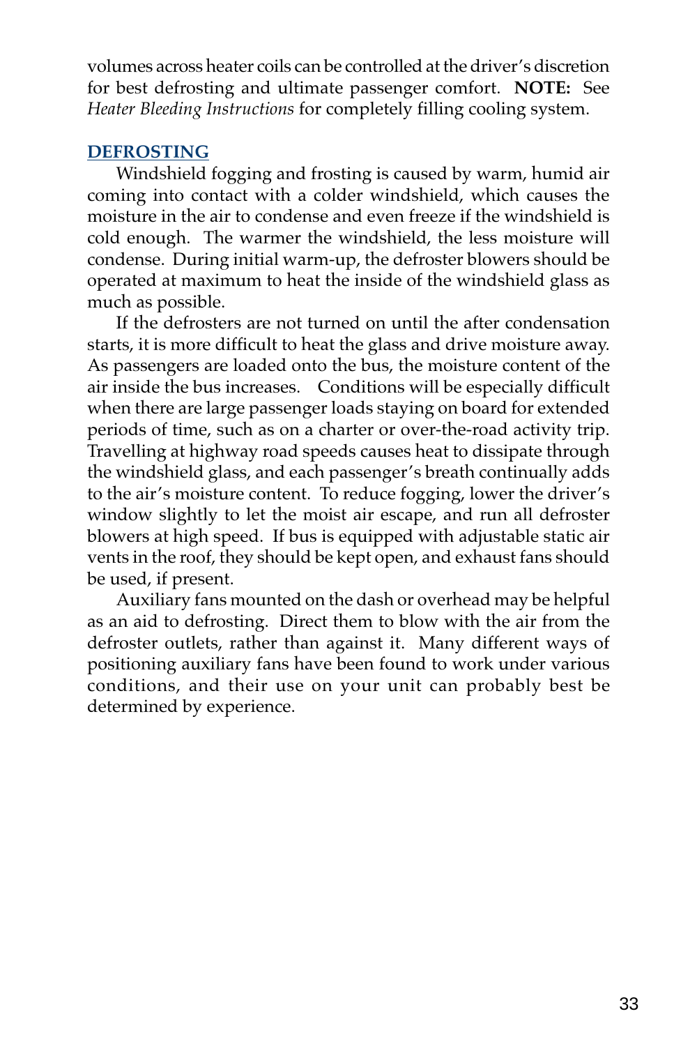volumes across heater coils can be controlled at the driver's discretion for best defrosting and ultimate passenger comfort. **NOTE:** See *Heater Bleeding Instructions* for completely filling cooling system.

## DEFROSTING

Windshield fogging and frosting is caused by warm, humid air coming into contact with a colder windshield, which causes the moisture in the air to condense and even freeze if the windshield is cold enough. The warmer the windshield, the less moisture will condense. During initial warm-up, the defroster blowers should be operated at maximum to heat the inside of the windshield glass as much as possible.

If the defrosters are not turned on until the after condensation starts, it is more difficult to heat the glass and drive moisture away. As passengers are loaded onto the bus, the moisture content of the air inside the bus increases. Conditions will be especially difficult when there are large passenger loads staying on board for extended periods of time, such as on a charter or over-the-road activity trip. Travelling at highway road speeds causes heat to dissipate through the windshield glass, and each passenger's breath continually adds to the air's moisture content. To reduce fogging, lower the driver's window slightly to let the moist air escape, and run all defroster blowers at high speed. If bus is equipped with adjustable static air vents in the roof, they should be kept open, and exhaust fans should be used, if present.

Auxiliary fans mounted on the dash or overhead may be helpful as an aid to defrosting. Direct them to blow with the air from the defroster outlets, rather than against it. Many different ways of positioning auxiliary fans have been found to work under various conditions, and their use on your unit can probably best be determined by experience.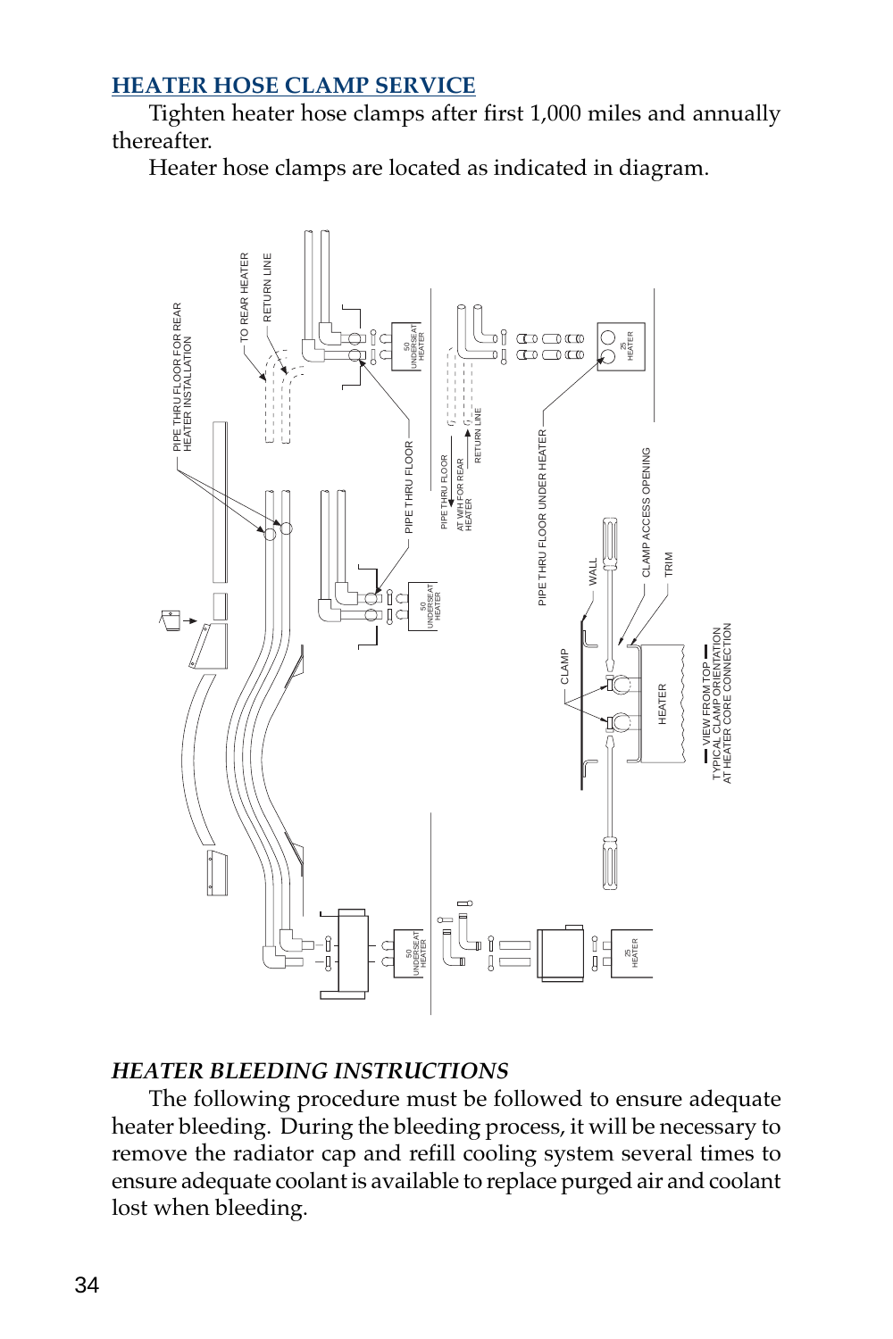## HEATER HOSE CLAMP SERVICE

Tighten heater hose clamps after first 1,000 miles and annually thereafter.

Heater hose clamps are located as indicated in diagram.

### *HEATER BLEEDING INSTRUCTIONS*

The following procedure must be followed to ensure adequate heater bleeding. During the bleeding process, it will be necessary to remove the radiator cap and refill cooling system several times to ensure adequate coolant is available to replace purged air and coolant lost when bleeding.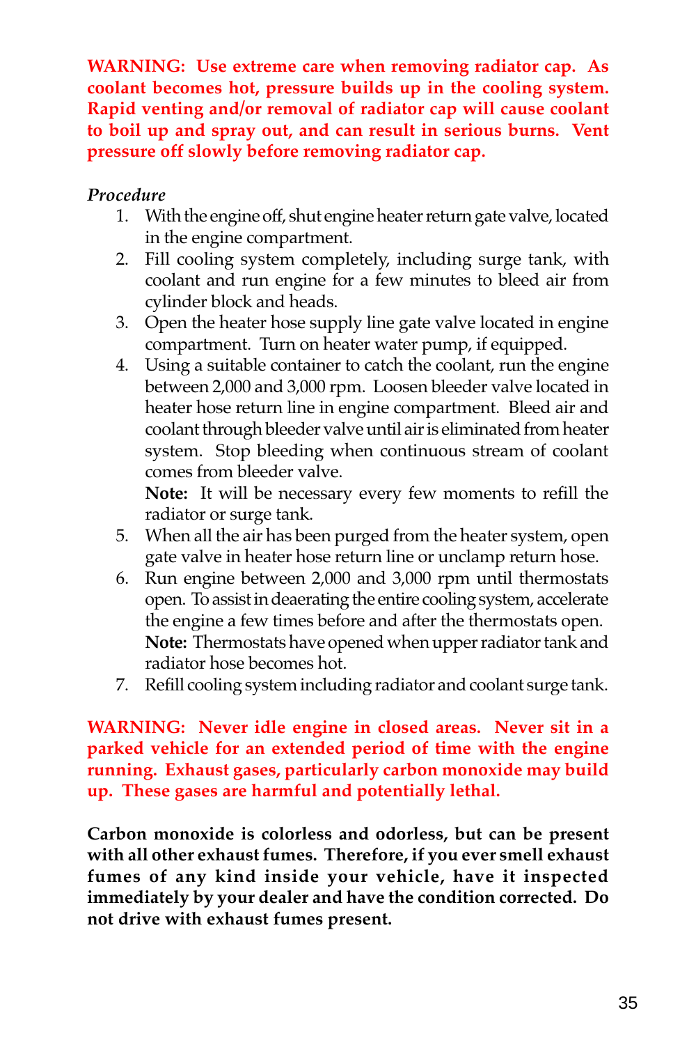**WARNING: Use extreme care when removing radiator cap. As coolant becomes hot, pressure builds up in the cooling system. Rapid venting and/or removal of radiator cap will cause coolant to boil up and spray out, and can result in serious burns. Vent pressure off slowly before removing radiator cap.**

*Procedure*

1. With the engine off, shut engine heater return gate valve, located in the engine compartment.
2. Fill cooling system completely, including surge tank, with coolant and run engine for a few minutes to bleed air from cylinder block and heads.
3. Open the heater hose supply line gate valve located in engine compartment. Turn on heater water pump, if equipped.
4. Using a suitable container to catch the coolant, run the engine between 2,000 and 3,000 rpm. Loosen bleeder valve located in heater hose return line in engine compartment. Bleed air and coolant through bleeder valve until air is eliminated from heater system. Stop bleeding when continuous stream of coolant comes from bleeder valve.
   **Note:** It will be necessary every few moments to refill the radiator or surge tank.
5. When all the air has been purged from the heater system, open gate valve in heater hose return line or unclamp return hose.
6. Run engine between 2,000 and 3,000 rpm until thermostats open. To assist in deaerating the entire cooling system, accelerate the engine a few times before and after the thermostats open.
   **Note:** Thermostats have opened when upper radiator tank and radiator hose becomes hot.
7. Refill cooling system including radiator and coolant surge tank.

**WARNING: Never idle engine in closed areas. Never sit in a parked vehicle for an extended period of time with the engine running. Exhaust gases, particularly carbon monoxide may build up. These gases are harmful and potentially lethal.**

**Carbon monoxide is colorless and odorless, but can be present with all other exhaust fumes. Therefore, if you ever smell exhaust fumes of any kind inside your vehicle, have it inspected immediately by your dealer and have the condition corrected. Do not drive with exhaust fumes present.**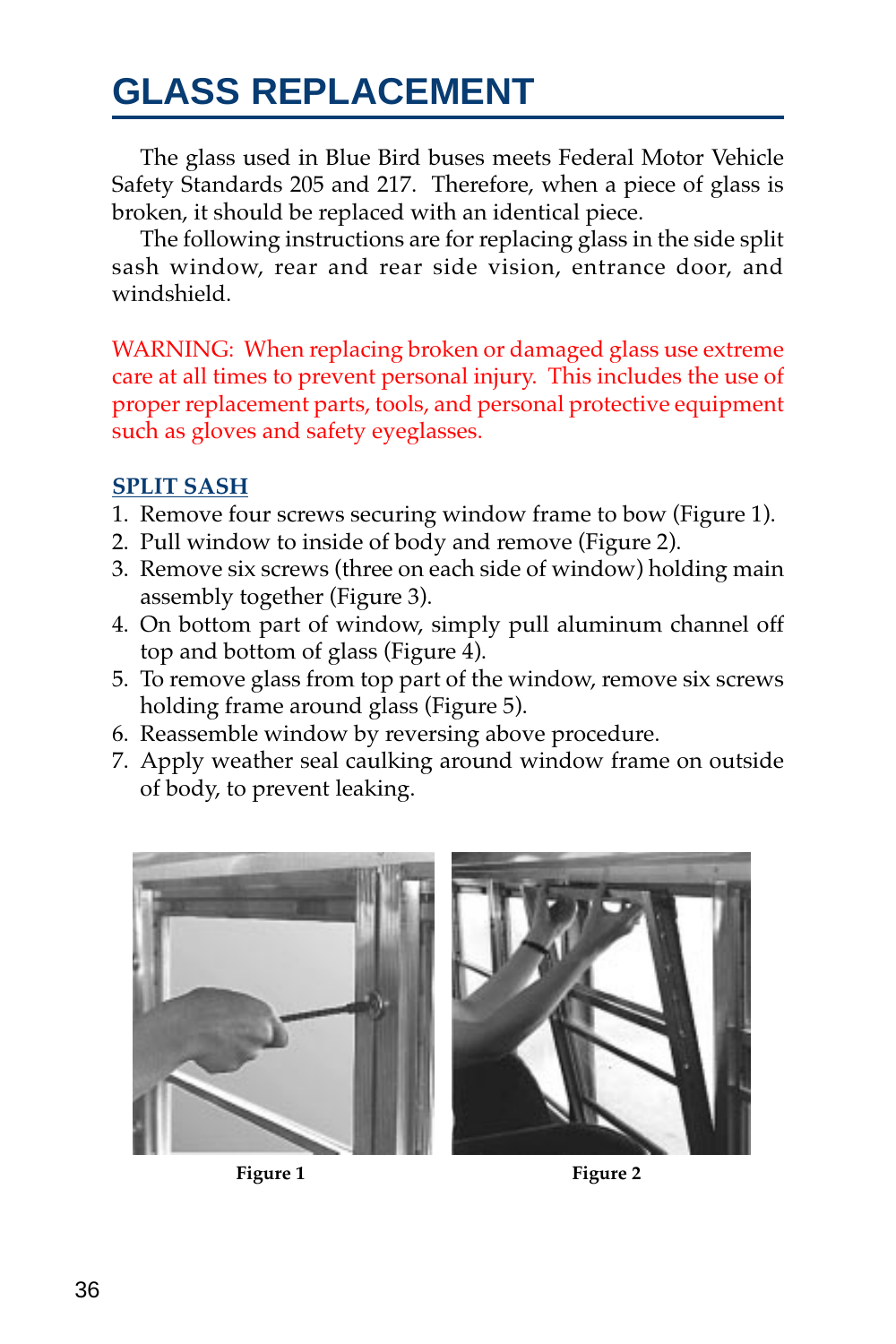# GLASS REPLACEMENT

The glass used in Blue Bird buses meets Federal Motor Vehicle Safety Standards 205 and 217. Therefore, when a piece of glass is broken, it should be replaced with an identical piece.

The following instructions are for replacing glass in the side split sash window, rear and rear side vision, entrance door, and windshield.

WARNING: When replacing broken or damaged glass use extreme care at all times to prevent personal injury. This includes the use of proper replacement parts, tools, and personal protective equipment such as gloves and safety eyeglasses.

## SPLIT SASH

1. Remove four screws securing window frame to bow (Figure 1).
2. Pull window to inside of body and remove (Figure 2).
3. Remove six screws (three on each side of window) holding main assembly together (Figure 3).
4. On bottom part of window, simply pull aluminum channel off top and bottom of glass (Figure 4).
5. To remove glass from top part of the window, remove six screws holding frame around glass (Figure 5).
6. Reassemble window by reversing above procedure.
7. Apply weather seal caulking around window frame on outside of body, to prevent leaking.

**Figure 1**

**Figure 2**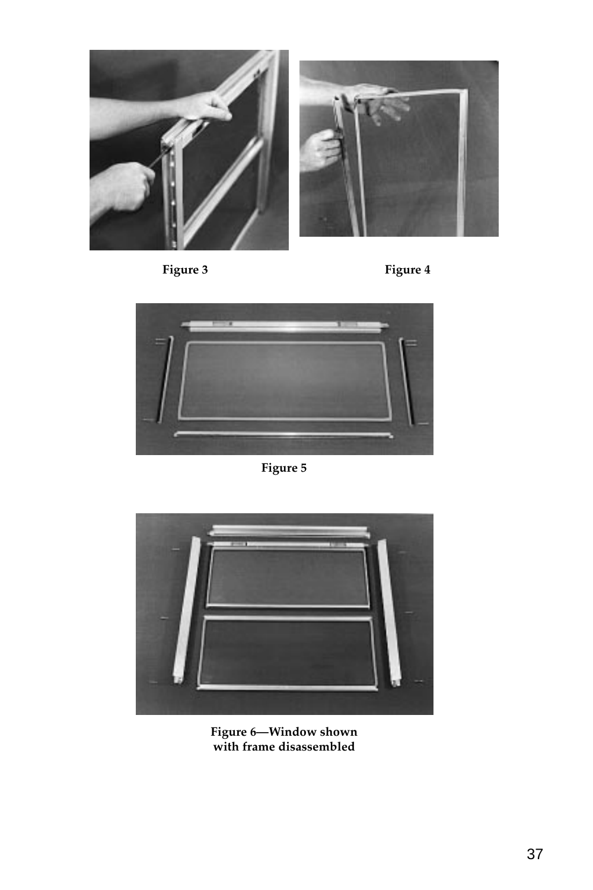Figure 3

Figure 4

Figure 5

Figure 6—Window shown with frame disassembled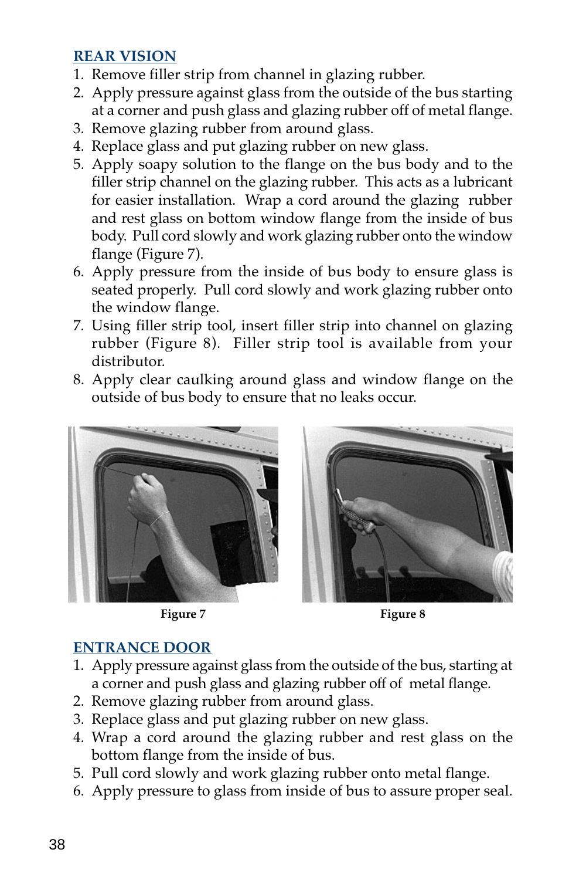## REAR VISION

1. Remove filler strip from channel in glazing rubber.
2. Apply pressure against glass from the outside of the bus starting at a corner and push glass and glazing rubber off of metal flange.
3. Remove glazing rubber from around glass.
4. Replace glass and put glazing rubber on new glass.
5. Apply soapy solution to the flange on the bus body and to the filler strip channel on the glazing rubber. This acts as a lubricant for easier installation. Wrap a cord around the glazing rubber and rest glass on bottom window flange from the inside of bus body. Pull cord slowly and work glazing rubber onto the window flange (Figure 7).
6. Apply pressure from the inside of bus body to ensure glass is seated properly. Pull cord slowly and work glazing rubber onto the window flange.
7. Using filler strip tool, insert filler strip into channel on glazing rubber (Figure 8). Filler strip tool is available from your distributor.
8. Apply clear caulking around glass and window flange on the outside of bus body to ensure that no leaks occur.

**Figure 7**

**Figure 8**

## ENTRANCE DOOR

1. Apply pressure against glass from the outside of the bus, starting at a corner and push glass and glazing rubber off of metal flange.
2. Remove glazing rubber from around glass.
3. Replace glass and put glazing rubber on new glass.
4. Wrap a cord around the glazing rubber and rest glass on the bottom flange from the inside of bus.
5. Pull cord slowly and work glazing rubber onto metal flange.
6. Apply pressure to glass from inside of bus to assure proper seal.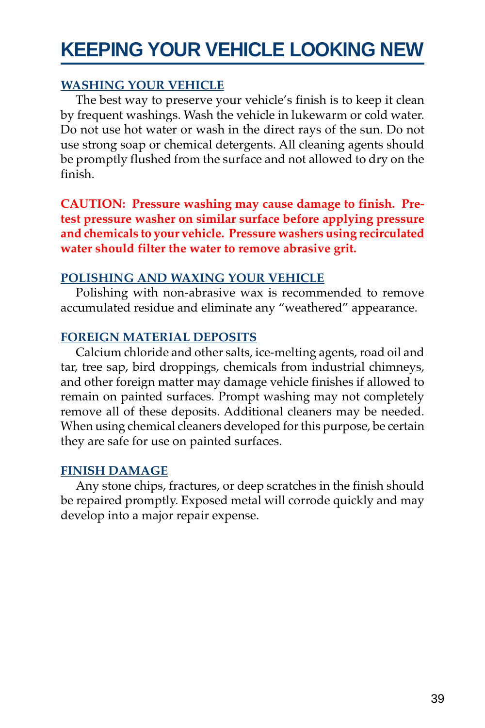# KEEPING YOUR VEHICLE LOOKING NEW

## WASHING YOUR VEHICLE

The best way to preserve your vehicle's finish is to keep it clean by frequent washings. Wash the vehicle in lukewarm or cold water. Do not use hot water or wash in the direct rays of the sun. Do not use strong soap or chemical detergents. All cleaning agents should be promptly flushed from the surface and not allowed to dry on the finish.

**CAUTION: Pressure washing may cause damage to finish. Pretest pressure washer on similar surface before applying pressure and chemicals to your vehicle. Pressure washers using recirculated water should filter the water to remove abrasive grit.**

## POLISHING AND WAXING YOUR VEHICLE

Polishing with non-abrasive wax is recommended to remove accumulated residue and eliminate any "weathered" appearance.

## FOREIGN MATERIAL DEPOSITS

Calcium chloride and other salts, ice-melting agents, road oil and tar, tree sap, bird droppings, chemicals from industrial chimneys, and other foreign matter may damage vehicle finishes if allowed to remain on painted surfaces. Prompt washing may not completely remove all of these deposits. Additional cleaners may be needed. When using chemical cleaners developed for this purpose, be certain they are safe for use on painted surfaces.

## FINISH DAMAGE

Any stone chips, fractures, or deep scratches in the finish should be repaired promptly. Exposed metal will corrode quickly and may develop into a major repair expense.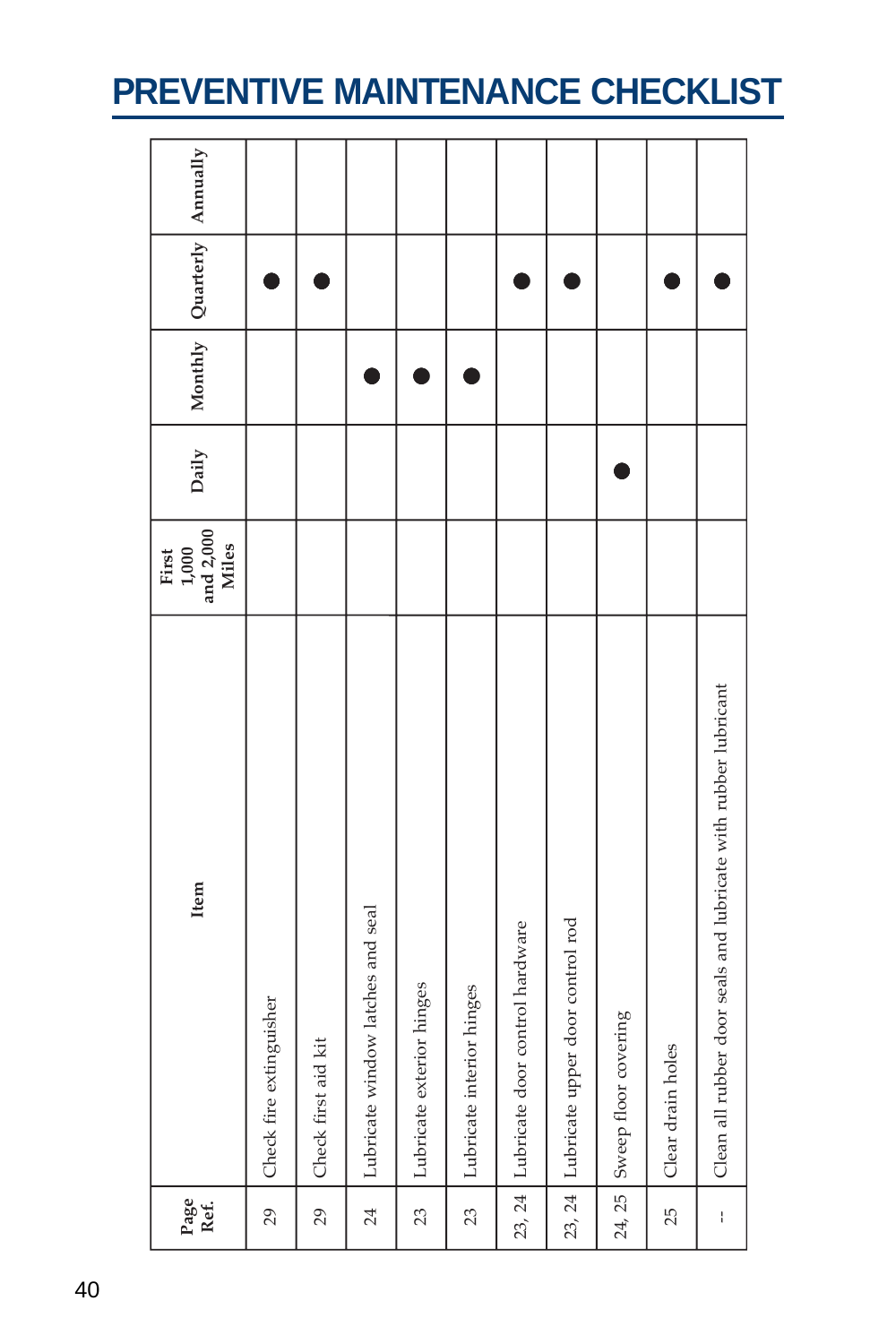# PREVENTIVE MAINTENANCE CHECKLIST

| Page Ref. | Item | First 1,000 and 2,000 Miles | Daily | Monthly | Quarterly | Annually |
|---|---|---|---|---|---|---|
| 29 | Check fire extinguisher | | | | ● | |
| 29 | Check first aid kit | | | | ● | |
| 24 | Lubricate window latches and seal | | | ● | | |
| 23 | Lubricate exterior hinges | | | ● | | |
| 23 | Lubricate interior hinges | | | ● | | |
| 23, 24 | Lubricate door control hardware | | | | ● | |
| 23, 24 | Lubricate upper door control rod | | | | ● | |
| 24, 25 | Sweep floor covering | | ● | | | |
| 25 | Clear drain holes | | | | ● | |
| -- | Clean all rubber door seals and lubricate with rubber lubricant | | | | ● | |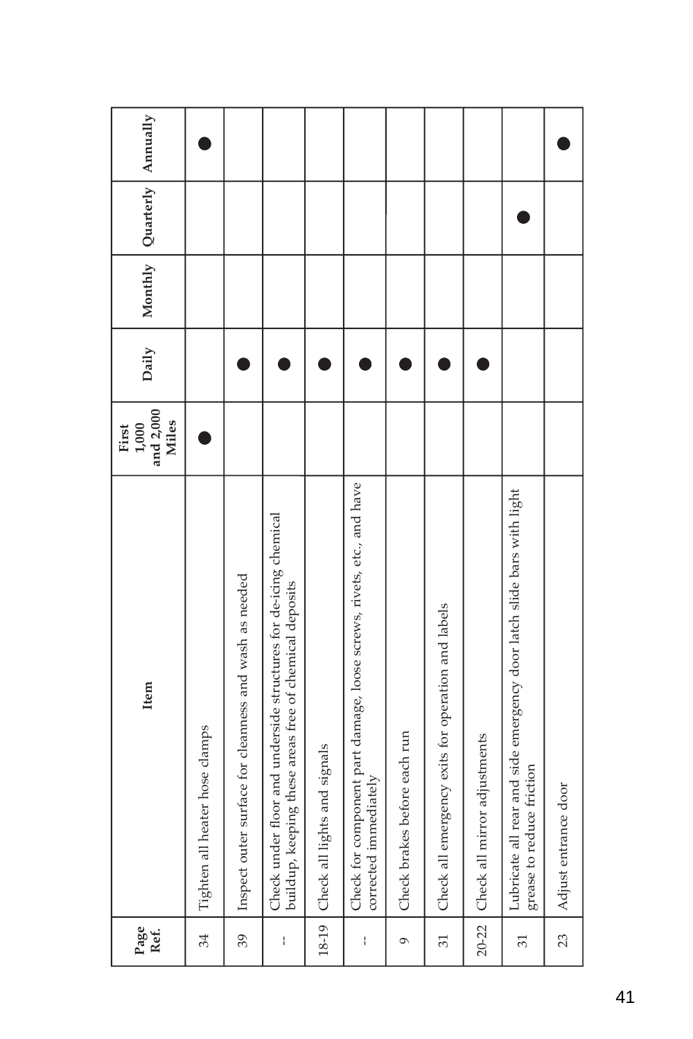| Page Ref. | Item | First 1,000 and 2,000 Miles | Daily | Monthly | Quarterly | Annually |
|---|---|---|---|---|---|---|
| 34 | Tighten all heater hose clamps | ● | | | | ● |
| 39 | Inspect outer surface for cleanness and wash as needed | | ● | | | |
| -- | Check under floor and underside structures for de-icing chemical buildup, keeping these areas free of chemical deposits | | ● | | | |
| 18-19 | Check all lights and signals | | ● | | | |
| -- | Check for component part damage, loose screws, rivets, etc., and have corrected immediately | | ● | | | |
| 9 | Check brakes before each run | | ● | | | |
| 31 | Check all emergency exits for operation and labels | | ● | | | |
| 20-22 | Check all mirror adjustments | | ● | | | |
| 31 | Lubricate all rear and side emergency door latch slide bars with light grease to reduce friction | | | | ● | |
| 23 | Adjust entrance door | | | | | ● |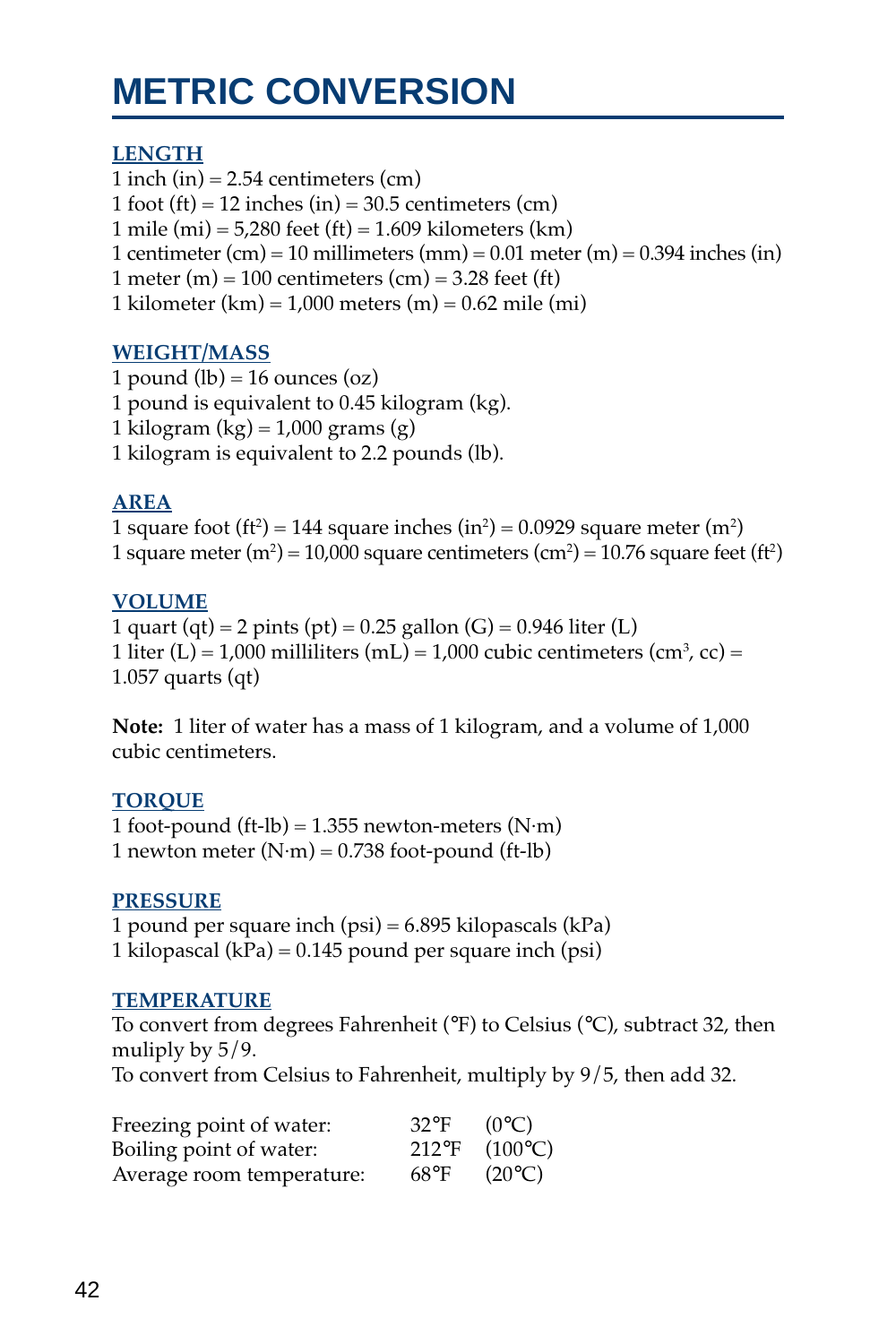# METRIC CONVERSION

## LENGTH

1 inch (in) = 2.54 centimeters (cm)
1 foot (ft) = 12 inches (in) = 30.5 centimeters (cm)
1 mile (mi) = 5,280 feet (ft) = 1.609 kilometers (km)
1 centimeter (cm) = 10 millimeters (mm) = 0.01 meter (m) = 0.394 inches (in)
1 meter (m) = 100 centimeters (cm) = 3.28 feet (ft)
1 kilometer (km) = 1,000 meters (m) = 0.62 mile (mi)

## WEIGHT/MASS

1 pound (lb) = 16 ounces (oz)
1 pound is equivalent to 0.45 kilogram (kg).
1 kilogram (kg) = 1,000 grams (g)
1 kilogram is equivalent to 2.2 pounds (lb).

## AREA

1 square foot ($ft^2$) = 144 square inches ($in^2$) = 0.0929 square meter ($m^2$)
1 square meter ($m^2$) = 10,000 square centimeters ($cm^2$) = 10.76 square feet ($ft^2$)

## VOLUME

1 quart (qt) = 2 pints (pt) = 0.25 gallon (G) = 0.946 liter (L)
1 liter (L) = 1,000 milliliters (mL) = 1,000 cubic centimeters ($cm^3$, cc) = 1.057 quarts (qt)

**Note:** 1 liter of water has a mass of 1 kilogram, and a volume of 1,000 cubic centimeters.

## TORQUE

1 foot-pound (ft-lb) = 1.355 newton-meters (N·m)
1 newton meter (N·m) = 0.738 foot-pound (ft-lb)

## PRESSURE

1 pound per square inch (psi) = 6.895 kilopascals (kPa)
1 kilopascal (kPa) = 0.145 pound per square inch (psi)

## TEMPERATURE

To convert from degrees Fahrenheit (°F) to Celsius (°C), subtract 32, then muliply by 5/9.
To convert from Celsius to Fahrenheit, multiply by 9/5, then add 32.

| | | |
|---|---|---|
| Freezing point of water: | 32°F | (0°C) |
| Boiling point of water: | 212°F | (100°C) |
| Average room temperature: | 68°F | (20°C) |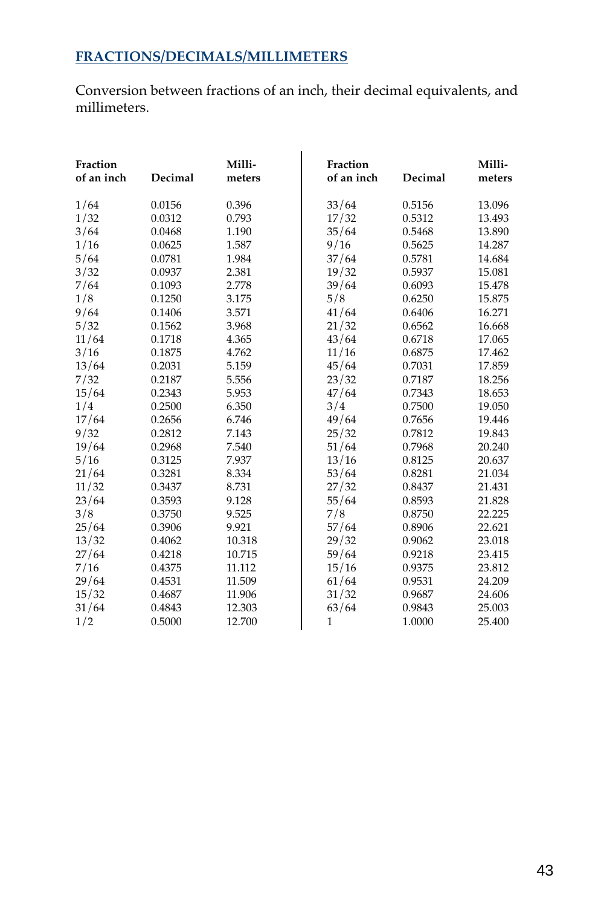## FRACTIONS/DECIMALS/MILLIMETERS

Conversion between fractions of an inch, their decimal equivalents, and millimeters.

| Fraction of an inch | Decimal | Milli-meters | Fraction of an inch | Decimal | Milli-meters |
|---|---|---|---|---|---|
| 1/64 | 0.0156 | 0.396 | 33/64 | 0.5156 | 13.096 |
| 1/32 | 0.0312 | 0.793 | 17/32 | 0.5312 | 13.493 |
| 3/64 | 0.0468 | 1.190 | 35/64 | 0.5468 | 13.890 |
| 1/16 | 0.0625 | 1.587 | 9/16 | 0.5625 | 14.287 |
| 5/64 | 0.0781 | 1.984 | 37/64 | 0.5781 | 14.684 |
| 3/32 | 0.0937 | 2.381 | 19/32 | 0.5937 | 15.081 |
| 7/64 | 0.1093 | 2.778 | 39/64 | 0.6093 | 15.478 |
| 1/8 | 0.1250 | 3.175 | 5/8 | 0.6250 | 15.875 |
| 9/64 | 0.1406 | 3.571 | 41/64 | 0.6406 | 16.271 |
| 5/32 | 0.1562 | 3.968 | 21/32 | 0.6562 | 16.668 |
| 11/64 | 0.1718 | 4.365 | 43/64 | 0.6718 | 17.065 |
| 3/16 | 0.1875 | 4.762 | 11/16 | 0.6875 | 17.462 |
| 13/64 | 0.2031 | 5.159 | 45/64 | 0.7031 | 17.859 |
| 7/32 | 0.2187 | 5.556 | 23/32 | 0.7187 | 18.256 |
| 15/64 | 0.2343 | 5.953 | 47/64 | 0.7343 | 18.653 |
| 1/4 | 0.2500 | 6.350 | 3/4 | 0.7500 | 19.050 |
| 17/64 | 0.2656 | 6.746 | 49/64 | 0.7656 | 19.446 |
| 9/32 | 0.2812 | 7.143 | 25/32 | 0.7812 | 19.843 |
| 19/64 | 0.2968 | 7.540 | 51/64 | 0.7968 | 20.240 |
| 5/16 | 0.3125 | 7.937 | 13/16 | 0.8125 | 20.637 |
| 21/64 | 0.3281 | 8.334 | 53/64 | 0.8281 | 21.034 |
| 11/32 | 0.3437 | 8.731 | 27/32 | 0.8437 | 21.431 |
| 23/64 | 0.3593 | 9.128 | 55/64 | 0.8593 | 21.828 |
| 3/8 | 0.3750 | 9.525 | 7/8 | 0.8750 | 22.225 |
| 25/64 | 0.3906 | 9.921 | 57/64 | 0.8906 | 22.621 |
| 13/32 | 0.4062 | 10.318 | 29/32 | 0.9062 | 23.018 |
| 27/64 | 0.4218 | 10.715 | 59/64 | 0.9218 | 23.415 |
| 7/16 | 0.4375 | 11.112 | 15/16 | 0.9375 | 23.812 |
| 29/64 | 0.4531 | 11.509 | 61/64 | 0.9531 | 24.209 |
| 15/32 | 0.4687 | 11.906 | 31/32 | 0.9687 | 24.606 |
| 31/64 | 0.4843 | 12.303 | 63/64 | 0.9843 | 25.003 |
| 1/2 | 0.5000 | 12.700 | 1 | 1.0000 | 25.400 |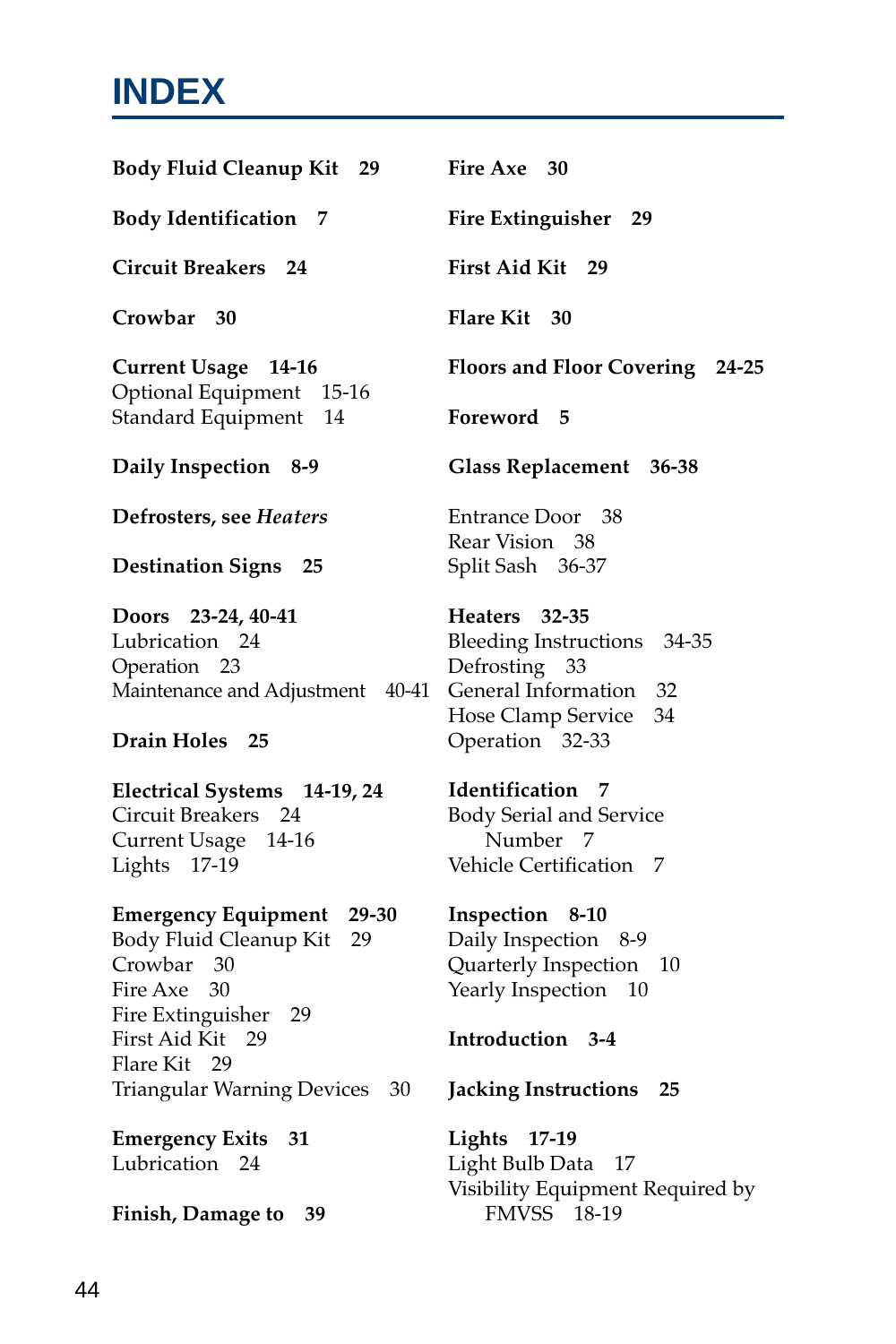# INDEX

**Body Fluid Cleanup Kit 29**

**Body Identification 7**

**Circuit Breakers 24**

**Crowbar 30**

**Current Usage 14-16**
Optional Equipment 15-16
Standard Equipment 14

**Daily Inspection 8-9**

**Defrosters, see *Heaters***

**Destination Signs 25**

**Doors 23-24, 40-41**
Lubrication 24
Operation 23
Maintenance and Adjustment 40-41

**Drain Holes 25**

**Electrical Systems 14-19, 24**
Circuit Breakers 24
Current Usage 14-16
Lights 17-19

**Emergency Equipment 29-30**
Body Fluid Cleanup Kit 29
Crowbar 30
Fire Axe 30
Fire Extinguisher 29
First Aid Kit 29
Flare Kit 29
Triangular Warning Devices 30

**Emergency Exits 31**
Lubrication 24

**Finish, Damage to 39**

**Fire Axe 30**

**Fire Extinguisher 29**

**First Aid Kit 29**

**Flare Kit 30**

**Floors and Floor Covering 24-25**

**Foreword 5**

**Glass Replacement 36-38**

Entrance Door 38
Rear Vision 38
Split Sash 36-37

**Heaters 32-35**
Bleeding Instructions 34-35
Defrosting 33
General Information 32
Hose Clamp Service 34
Operation 32-33

**Identification 7**
Body Serial and Service Number 7
Vehicle Certification 7

**Inspection 8-10**
Daily Inspection 8-9
Quarterly Inspection 10
Yearly Inspection 10

**Introduction 3-4**

**Jacking Instructions 25**

**Lights 17-19**
Light Bulb Data 17
Visibility Equipment Required by FMVSS 18-19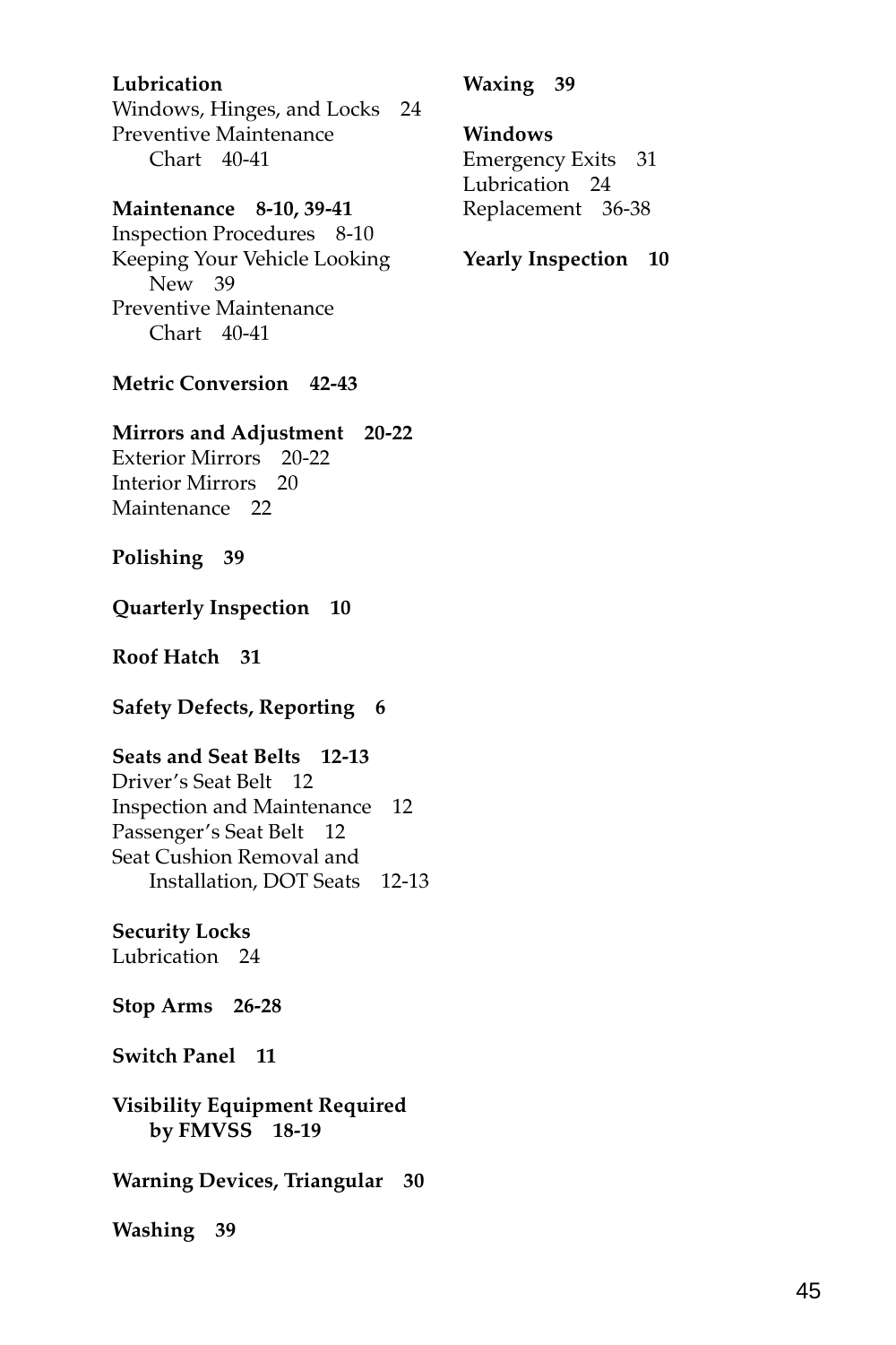**Lubrication**
Windows, Hinges, and Locks 24
Preventive Maintenance
  Chart 40-41

**Maintenance 8-10, 39-41**
Inspection Procedures 8-10
Keeping Your Vehicle Looking
  New 39
Preventive Maintenance
  Chart 40-41

**Metric Conversion 42-43**

**Mirrors and Adjustment 20-22**
Exterior Mirrors 20-22
Interior Mirrors 20
Maintenance 22

**Polishing 39**

**Quarterly Inspection 10**

**Roof Hatch 31**

**Safety Defects, Reporting 6**

**Seats and Seat Belts 12-13**
Driver's Seat Belt 12
Inspection and Maintenance 12
Passenger's Seat Belt 12
Seat Cushion Removal and
  Installation, DOT Seats 12-13

**Security Locks**
Lubrication 24

**Stop Arms 26-28**

**Switch Panel 11**

**Visibility Equipment Required
  by FMVSS 18-19**

**Warning Devices, Triangular 30**

**Washing 39**

**Waxing 39**

**Windows**
Emergency Exits 31
Lubrication 24
Replacement 36-38

**Yearly Inspection 10**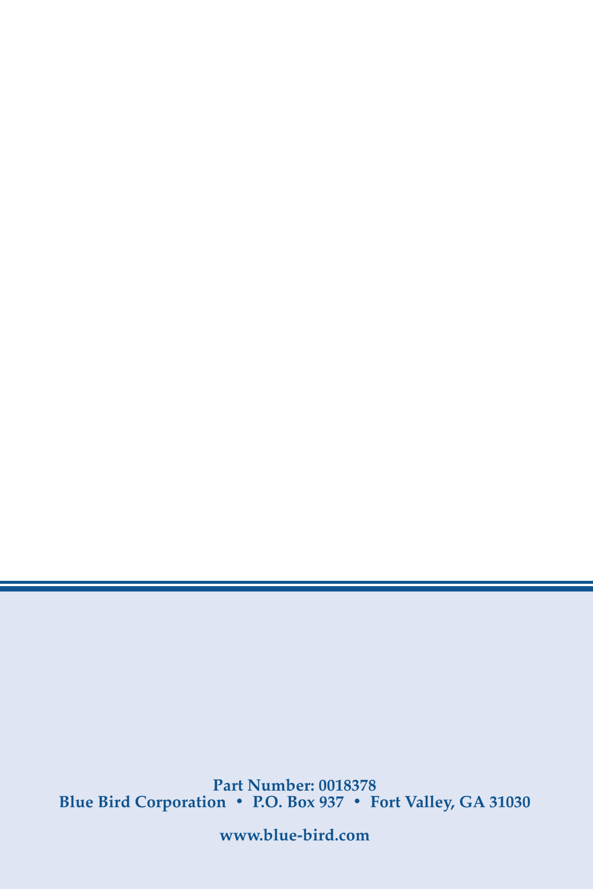**Part Number: 0018378**
**Blue Bird Corporation • P.O. Box 937 • Fort Valley, GA 31030**

**www.blue-bird.com**